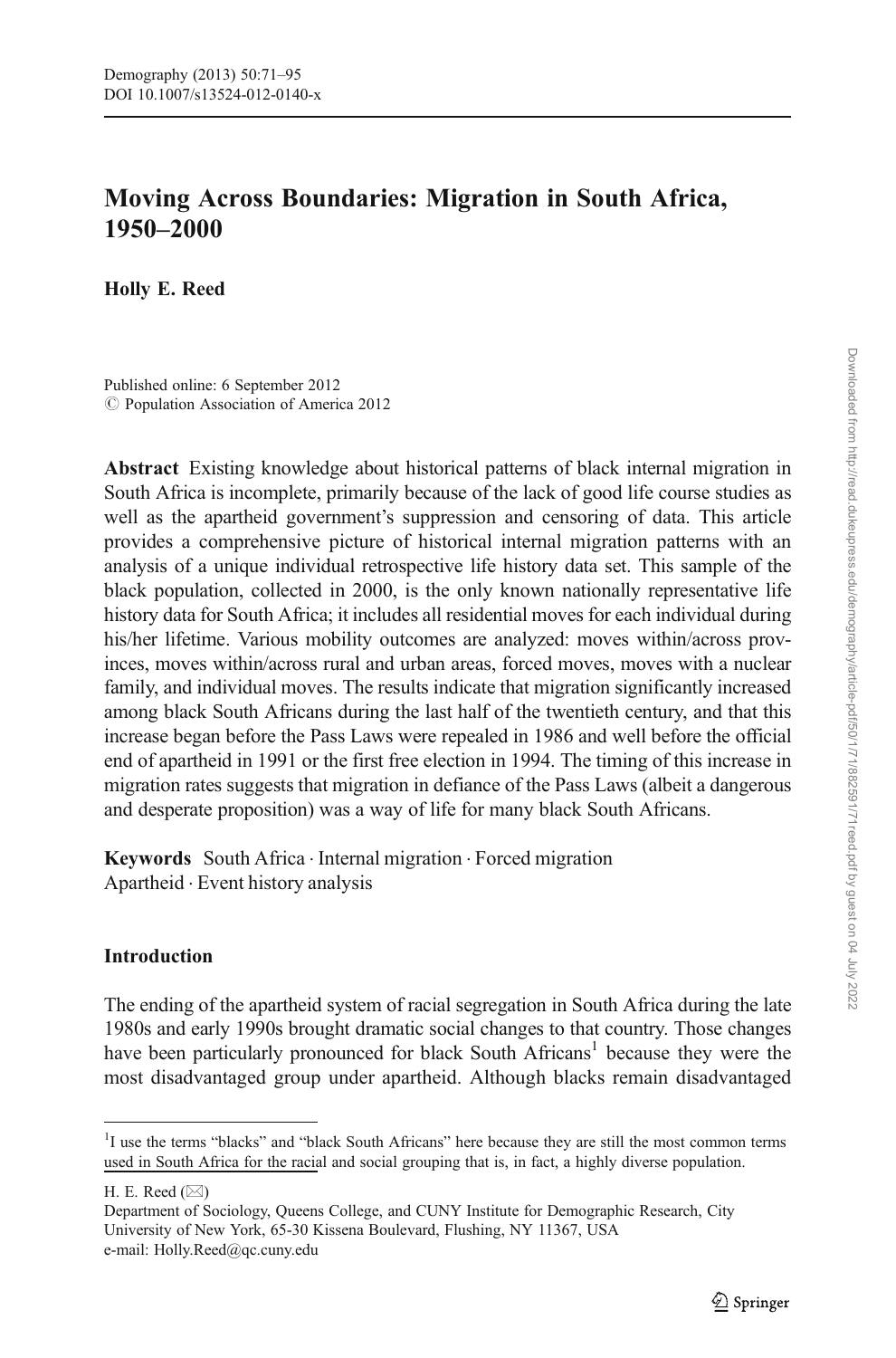# Moving Across Boundaries: Migration in South Africa, 1950–2000

**Holly E. Reed**

Published online: 6 September 2012
© Population Association of America 2012

**Abstract** Existing knowledge about historical patterns of black internal migration in South Africa is incomplete, primarily because of the lack of good life course studies as well as the apartheid government's suppression and censoring of data. This article provides a comprehensive picture of historical internal migration patterns with an analysis of a unique individual retrospective life history data set. This sample of the black population, collected in 2000, is the only known nationally representative life history data for South Africa; it includes all residential moves for each individual during his/her lifetime. Various mobility outcomes are analyzed: moves within/across provinces, moves within/across rural and urban areas, forced moves, moves with a nuclear family, and individual moves. The results indicate that migration significantly increased among black South Africans during the last half of the twentieth century, and that this increase began before the Pass Laws were repealed in 1986 and well before the official end of apartheid in 1991 or the first free election in 1994. The timing of this increase in migration rates suggests that migration in defiance of the Pass Laws (albeit a dangerous and desperate proposition) was a way of life for many black South Africans.

**Keywords** South Africa · Internal migration · Forced migration · Apartheid · Event history analysis

## Introduction

The ending of the apartheid system of racial segregation in South Africa during the late 1980s and early 1990s brought dramatic social changes to that country. Those changes have been particularly pronounced for black South Africans[1] because they were the most disadvantaged group under apartheid. Although blacks remain disadvantaged

[1] I use the terms "blacks" and "black South Africans" here because they are still the most common terms used in South Africa for the racial and social grouping that is, in fact, a highly diverse population.

H. E. Reed (✉)
Department of Sociology, Queens College, and CUNY Institute for Demographic Research, City University of New York, 65-30 Kissena Boulevard, Flushing, NY 11367, USA
e-mail: Holly.Reed@qc.cuny.edu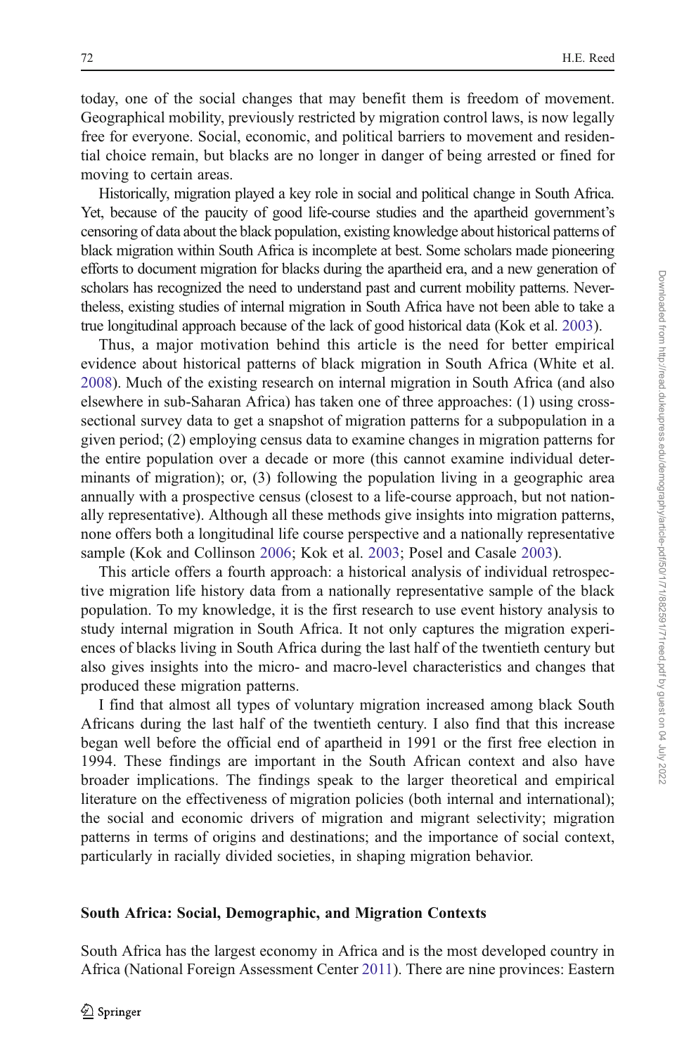today, one of the social changes that may benefit them is freedom of movement. Geographical mobility, previously restricted by migration control laws, is now legally free for everyone. Social, economic, and political barriers to movement and residential choice remain, but blacks are no longer in danger of being arrested or fined for moving to certain areas.

Historically, migration played a key role in social and political change in South Africa. Yet, because of the paucity of good life-course studies and the apartheid government's censoring of data about the black population, existing knowledge about historical patterns of black migration within South Africa is incomplete at best. Some scholars made pioneering efforts to document migration for blacks during the apartheid era, and a new generation of scholars has recognized the need to understand past and current mobility patterns. Nevertheless, existing studies of internal migration in South Africa have not been able to take a true longitudinal approach because of the lack of good historical data (Kok et al. 2003).

Thus, a major motivation behind this article is the need for better empirical evidence about historical patterns of black migration in South Africa (White et al. 2008). Much of the existing research on internal migration in South Africa (and also elsewhere in sub-Saharan Africa) has taken one of three approaches: (1) using cross-sectional survey data to get a snapshot of migration patterns for a subpopulation in a given period; (2) employing census data to examine changes in migration patterns for the entire population over a decade or more (this cannot examine individual determinants of migration); or, (3) following the population living in a geographic area annually with a prospective census (closest to a life-course approach, but not nationally representative). Although all these methods give insights into migration patterns, none offers both a longitudinal life course perspective and a nationally representative sample (Kok and Collinson 2006; Kok et al. 2003; Posel and Casale 2003).

This article offers a fourth approach: a historical analysis of individual retrospective migration life history data from a nationally representative sample of the black population. To my knowledge, it is the first research to use event history analysis to study internal migration in South Africa. It not only captures the migration experiences of blacks living in South Africa during the last half of the twentieth century but also gives insights into the micro- and macro-level characteristics and changes that produced these migration patterns.

I find that almost all types of voluntary migration increased among black South Africans during the last half of the twentieth century. I also find that this increase began well before the official end of apartheid in 1991 or the first free election in 1994. These findings are important in the South African context and also have broader implications. The findings speak to the larger theoretical and empirical literature on the effectiveness of migration policies (both internal and international); the social and economic drivers of migration and migrant selectivity; migration patterns in terms of origins and destinations; and the importance of social context, particularly in racially divided societies, in shaping migration behavior.

## South Africa: Social, Demographic, and Migration Contexts

South Africa has the largest economy in Africa and is the most developed country in Africa (National Foreign Assessment Center 2011). There are nine provinces: Eastern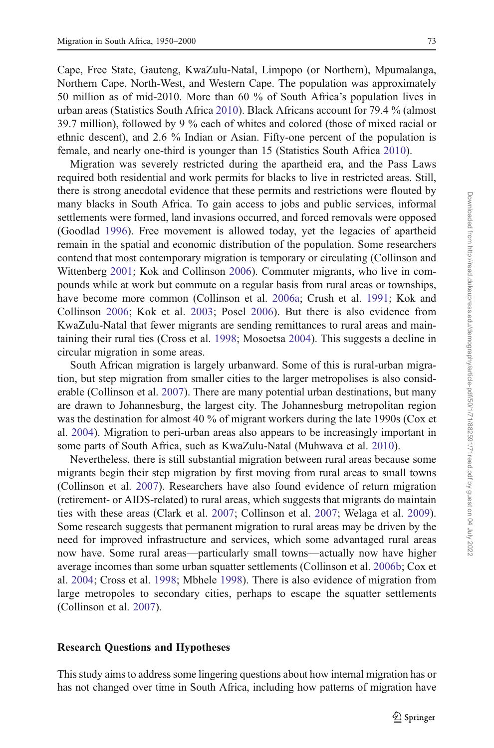Cape, Free State, Gauteng, KwaZulu-Natal, Limpopo (or Northern), Mpumalanga, Northern Cape, North-West, and Western Cape. The population was approximately 50 million as of mid-2010. More than 60 % of South Africa's population lives in urban areas (Statistics South Africa 2010). Black Africans account for 79.4 % (almost 39.7 million), followed by 9 % each of whites and colored (those of mixed racial or ethnic descent), and 2.6 % Indian or Asian. Fifty-one percent of the population is female, and nearly one-third is younger than 15 (Statistics South Africa 2010).

Migration was severely restricted during the apartheid era, and the Pass Laws required both residential and work permits for blacks to live in restricted areas. Still, there is strong anecdotal evidence that these permits and restrictions were flouted by many blacks in South Africa. To gain access to jobs and public services, informal settlements were formed, land invasions occurred, and forced removals were opposed (Goodlad 1996). Free movement is allowed today, yet the legacies of apartheid remain in the spatial and economic distribution of the population. Some researchers contend that most contemporary migration is temporary or circulating (Collinson and Wittenberg 2001; Kok and Collinson 2006). Commuter migrants, who live in compounds while at work but commute on a regular basis from rural areas or townships, have become more common (Collinson et al. 2006a; Crush et al. 1991; Kok and Collinson 2006; Kok et al. 2003; Posel 2006). But there is also evidence from KwaZulu-Natal that fewer migrants are sending remittances to rural areas and maintaining their rural ties (Cross et al. 1998; Mosoetsa 2004). This suggests a decline in circular migration in some areas.

South African migration is largely urbanward. Some of this is rural-urban migration, but step migration from smaller cities to the larger metropolises is also considerable (Collinson et al. 2007). There are many potential urban destinations, but many are drawn to Johannesburg, the largest city. The Johannesburg metropolitan region was the destination for almost 40 % of migrant workers during the late 1990s (Cox et al. 2004). Migration to peri-urban areas also appears to be increasingly important in some parts of South Africa, such as KwaZulu-Natal (Muhwava et al. 2010).

Nevertheless, there is still substantial migration between rural areas because some migrants begin their step migration by first moving from rural areas to small towns (Collinson et al. 2007). Researchers have also found evidence of return migration (retirement- or AIDS-related) to rural areas, which suggests that migrants do maintain ties with these areas (Clark et al. 2007; Collinson et al. 2007; Welaga et al. 2009). Some research suggests that permanent migration to rural areas may be driven by the need for improved infrastructure and services, which some advantaged rural areas now have. Some rural areas—particularly small towns—actually now have higher average incomes than some urban squatter settlements (Collinson et al. 2006b; Cox et al. 2004; Cross et al. 1998; Mbhele 1998). There is also evidence of migration from large metropoles to secondary cities, perhaps to escape the squatter settlements (Collinson et al. 2007).

## Research Questions and Hypotheses

This study aims to address some lingering questions about how internal migration has or has not changed over time in South Africa, including how patterns of migration have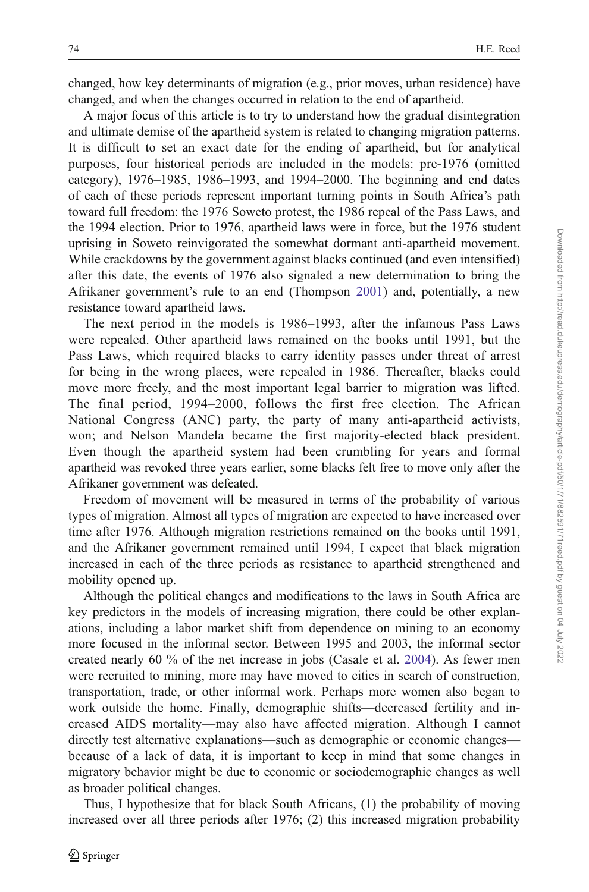changed, how key determinants of migration (e.g., prior moves, urban residence) have changed, and when the changes occurred in relation to the end of apartheid.

A major focus of this article is to try to understand how the gradual disintegration and ultimate demise of the apartheid system is related to changing migration patterns. It is difficult to set an exact date for the ending of apartheid, but for analytical purposes, four historical periods are included in the models: pre-1976 (omitted category), 1976–1985, 1986–1993, and 1994–2000. The beginning and end dates of each of these periods represent important turning points in South Africa's path toward full freedom: the 1976 Soweto protest, the 1986 repeal of the Pass Laws, and the 1994 election. Prior to 1976, apartheid laws were in force, but the 1976 student uprising in Soweto reinvigorated the somewhat dormant anti-apartheid movement. While crackdowns by the government against blacks continued (and even intensified) after this date, the events of 1976 also signaled a new determination to bring the Afrikaner government's rule to an end (Thompson 2001) and, potentially, a new resistance toward apartheid laws.

The next period in the models is 1986–1993, after the infamous Pass Laws were repealed. Other apartheid laws remained on the books until 1991, but the Pass Laws, which required blacks to carry identity passes under threat of arrest for being in the wrong places, were repealed in 1986. Thereafter, blacks could move more freely, and the most important legal barrier to migration was lifted. The final period, 1994–2000, follows the first free election. The African National Congress (ANC) party, the party of many anti-apartheid activists, won; and Nelson Mandela became the first majority-elected black president. Even though the apartheid system had been crumbling for years and formal apartheid was revoked three years earlier, some blacks felt free to move only after the Afrikaner government was defeated.

Freedom of movement will be measured in terms of the probability of various types of migration. Almost all types of migration are expected to have increased over time after 1976. Although migration restrictions remained on the books until 1991, and the Afrikaner government remained until 1994, I expect that black migration increased in each of the three periods as resistance to apartheid strengthened and mobility opened up.

Although the political changes and modifications to the laws in South Africa are key predictors in the models of increasing migration, there could be other explanations, including a labor market shift from dependence on mining to an economy more focused in the informal sector. Between 1995 and 2003, the informal sector created nearly 60 % of the net increase in jobs (Casale et al. 2004). As fewer men were recruited to mining, more may have moved to cities in search of construction, transportation, trade, or other informal work. Perhaps more women also began to work outside the home. Finally, demographic shifts—decreased fertility and increased AIDS mortality—may also have affected migration. Although I cannot directly test alternative explanations—such as demographic or economic changes—because of a lack of data, it is important to keep in mind that some changes in migratory behavior might be due to economic or sociodemographic changes as well as broader political changes.

Thus, I hypothesize that for black South Africans, (1) the probability of moving increased over all three periods after 1976; (2) this increased migration probability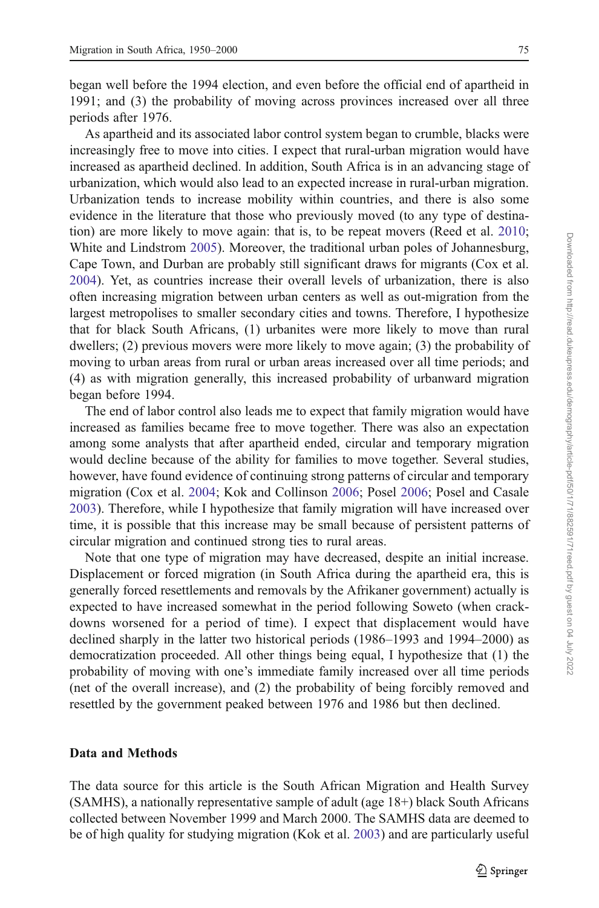began well before the 1994 election, and even before the official end of apartheid in 1991; and (3) the probability of moving across provinces increased over all three periods after 1976.

As apartheid and its associated labor control system began to crumble, blacks were increasingly free to move into cities. I expect that rural-urban migration would have increased as apartheid declined. In addition, South Africa is in an advancing stage of urbanization, which would also lead to an expected increase in rural-urban migration. Urbanization tends to increase mobility within countries, and there is also some evidence in the literature that those who previously moved (to any type of destination) are more likely to move again: that is, to be repeat movers (Reed et al. 2010; White and Lindstrom 2005). Moreover, the traditional urban poles of Johannesburg, Cape Town, and Durban are probably still significant draws for migrants (Cox et al. 2004). Yet, as countries increase their overall levels of urbanization, there is also often increasing migration between urban centers as well as out-migration from the largest metropolises to smaller secondary cities and towns. Therefore, I hypothesize that for black South Africans, (1) urbanites were more likely to move than rural dwellers; (2) previous movers were more likely to move again; (3) the probability of moving to urban areas from rural or urban areas increased over all time periods; and (4) as with migration generally, this increased probability of urbanward migration began before 1994.

The end of labor control also leads me to expect that family migration would have increased as families became free to move together. There was also an expectation among some analysts that after apartheid ended, circular and temporary migration would decline because of the ability for families to move together. Several studies, however, have found evidence of continuing strong patterns of circular and temporary migration (Cox et al. 2004; Kok and Collinson 2006; Posel 2006; Posel and Casale 2003). Therefore, while I hypothesize that family migration will have increased over time, it is possible that this increase may be small because of persistent patterns of circular migration and continued strong ties to rural areas.

Note that one type of migration may have decreased, despite an initial increase. Displacement or forced migration (in South Africa during the apartheid era, this is generally forced resettlements and removals by the Afrikaner government) actually is expected to have increased somewhat in the period following Soweto (when crackdowns worsened for a period of time). I expect that displacement would have declined sharply in the latter two historical periods (1986–1993 and 1994–2000) as democratization proceeded. All other things being equal, I hypothesize that (1) the probability of moving with one's immediate family increased over all time periods (net of the overall increase), and (2) the probability of being forcibly removed and resettled by the government peaked between 1976 and 1986 but then declined.

## Data and Methods

The data source for this article is the South African Migration and Health Survey (SAMHS), a nationally representative sample of adult (age 18+) black South Africans collected between November 1999 and March 2000. The SAMHS data are deemed to be of high quality for studying migration (Kok et al. 2003) and are particularly useful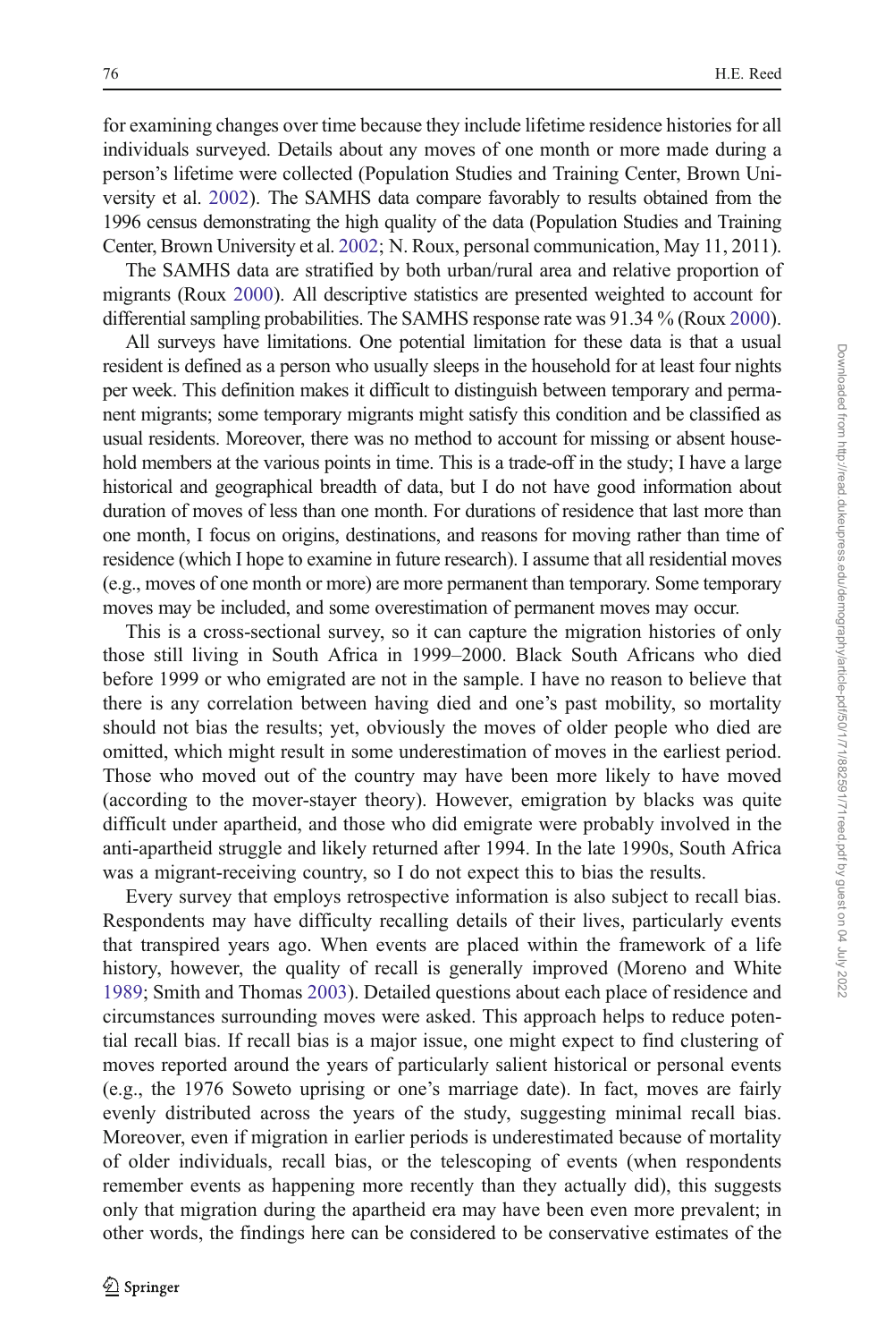for examining changes over time because they include lifetime residence histories for all individuals surveyed. Details about any moves of one month or more made during a person's lifetime were collected (Population Studies and Training Center, Brown University et al. 2002). The SAMHS data compare favorably to results obtained from the 1996 census demonstrating the high quality of the data (Population Studies and Training Center, Brown University et al. 2002; N. Roux, personal communication, May 11, 2011).

The SAMHS data are stratified by both urban/rural area and relative proportion of migrants (Roux 2000). All descriptive statistics are presented weighted to account for differential sampling probabilities. The SAMHS response rate was 91.34 % (Roux 2000).

All surveys have limitations. One potential limitation for these data is that a usual resident is defined as a person who usually sleeps in the household for at least four nights per week. This definition makes it difficult to distinguish between temporary and permanent migrants; some temporary migrants might satisfy this condition and be classified as usual residents. Moreover, there was no method to account for missing or absent household members at the various points in time. This is a trade-off in the study; I have a large historical and geographical breadth of data, but I do not have good information about duration of moves of less than one month. For durations of residence that last more than one month, I focus on origins, destinations, and reasons for moving rather than time of residence (which I hope to examine in future research). I assume that all residential moves (e.g., moves of one month or more) are more permanent than temporary. Some temporary moves may be included, and some overestimation of permanent moves may occur.

This is a cross-sectional survey, so it can capture the migration histories of only those still living in South Africa in 1999–2000. Black South Africans who died before 1999 or who emigrated are not in the sample. I have no reason to believe that there is any correlation between having died and one's past mobility, so mortality should not bias the results; yet, obviously the moves of older people who died are omitted, which might result in some underestimation of moves in the earliest period. Those who moved out of the country may have been more likely to have moved (according to the mover-stayer theory). However, emigration by blacks was quite difficult under apartheid, and those who did emigrate were probably involved in the anti-apartheid struggle and likely returned after 1994. In the late 1990s, South Africa was a migrant-receiving country, so I do not expect this to bias the results.

Every survey that employs retrospective information is also subject to recall bias. Respondents may have difficulty recalling details of their lives, particularly events that transpired years ago. When events are placed within the framework of a life history, however, the quality of recall is generally improved (Moreno and White 1989; Smith and Thomas 2003). Detailed questions about each place of residence and circumstances surrounding moves were asked. This approach helps to reduce potential recall bias. If recall bias is a major issue, one might expect to find clustering of moves reported around the years of particularly salient historical or personal events (e.g., the 1976 Soweto uprising or one's marriage date). In fact, moves are fairly evenly distributed across the years of the study, suggesting minimal recall bias. Moreover, even if migration in earlier periods is underestimated because of mortality of older individuals, recall bias, or the telescoping of events (when respondents remember events as happening more recently than they actually did), this suggests only that migration during the apartheid era may have been even more prevalent; in other words, the findings here can be considered to be conservative estimates of the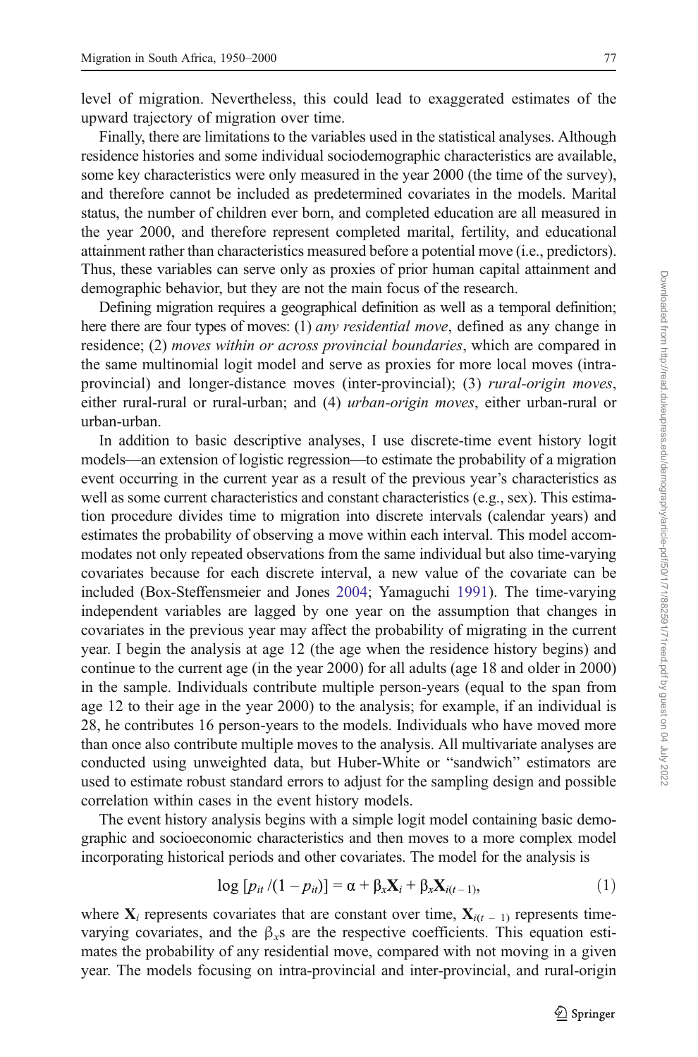level of migration. Nevertheless, this could lead to exaggerated estimates of the upward trajectory of migration over time.

Finally, there are limitations to the variables used in the statistical analyses. Although residence histories and some individual sociodemographic characteristics are available, some key characteristics were only measured in the year 2000 (the time of the survey), and therefore cannot be included as predetermined covariates in the models. Marital status, the number of children ever born, and completed education are all measured in the year 2000, and therefore represent completed marital, fertility, and educational attainment rather than characteristics measured before a potential move (i.e., predictors). Thus, these variables can serve only as proxies of prior human capital attainment and demographic behavior, but they are not the main focus of the research.

Defining migration requires a geographical definition as well as a temporal definition; here there are four types of moves: (1) *any residential move*, defined as any change in residence; (2) *moves within or across provincial boundaries*, which are compared in the same multinomial logit model and serve as proxies for more local moves (intra-provincial) and longer-distance moves (inter-provincial); (3) *rural-origin moves*, either rural-rural or rural-urban; and (4) *urban-origin moves*, either urban-rural or urban-urban.

In addition to basic descriptive analyses, I use discrete-time event history logit models—an extension of logistic regression—to estimate the probability of a migration event occurring in the current year as a result of the previous year's characteristics as well as some current characteristics and constant characteristics (e.g., sex). This estimation procedure divides time to migration into discrete intervals (calendar years) and estimates the probability of observing a move within each interval. This model accommodates not only repeated observations from the same individual but also time-varying covariates because for each discrete interval, a new value of the covariate can be included (Box-Steffensmeier and Jones 2004; Yamaguchi 1991). The time-varying independent variables are lagged by one year on the assumption that changes in covariates in the previous year may affect the probability of migrating in the current year. I begin the analysis at age 12 (the age when the residence history begins) and continue to the current age (in the year 2000) for all adults (age 18 and older in 2000) in the sample. Individuals contribute multiple person-years (equal to the span from age 12 to their age in the year 2000) to the analysis; for example, if an individual is 28, he contributes 16 person-years to the models. Individuals who have moved more than once also contribute multiple moves to the analysis. All multivariate analyses are conducted using unweighted data, but Huber-White or "sandwich" estimators are used to estimate robust standard errors to adjust for the sampling design and possible correlation within cases in the event history models.

The event history analysis begins with a simple logit model containing basic demographic and socioeconomic characteristics and then moves to a more complex model incorporating historical periods and other covariates. The model for the analysis is

$$\log\left[p_{it}/(1-p_{it})\right] = \alpha + \beta_x \mathbf{X}_i + \beta_x \mathbf{X}_{i(t-1)}, \tag{1}$$

where $\mathbf{X}_i$ represents covariates that are constant over time, $\mathbf{X}_{i(t-1)}$ represents time-varying covariates, and the $\beta_x$s are the respective coefficients. This equation estimates the probability of any residential move, compared with not moving in a given year. The models focusing on intra-provincial and inter-provincial, and rural-origin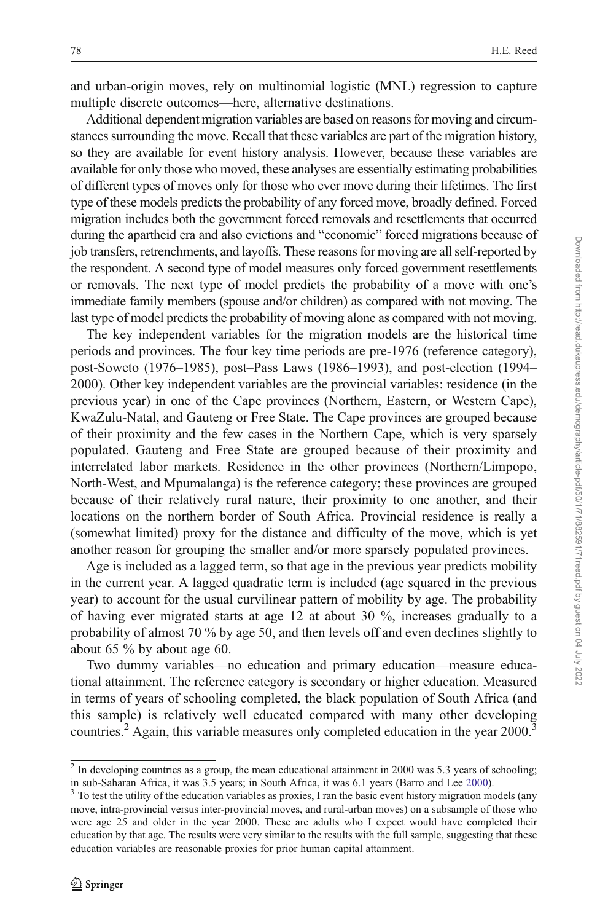and urban-origin moves, rely on multinomial logistic (MNL) regression to capture multiple discrete outcomes—here, alternative destinations.

Additional dependent migration variables are based on reasons for moving and circumstances surrounding the move. Recall that these variables are part of the migration history, so they are available for event history analysis. However, because these variables are available for only those who moved, these analyses are essentially estimating probabilities of different types of moves only for those who ever move during their lifetimes. The first type of these models predicts the probability of any forced move, broadly defined. Forced migration includes both the government forced removals and resettlements that occurred during the apartheid era and also evictions and "economic" forced migrations because of job transfers, retrenchments, and layoffs. These reasons for moving are all self-reported by the respondent. A second type of model measures only forced government resettlements or removals. The next type of model predicts the probability of a move with one's immediate family members (spouse and/or children) as compared with not moving. The last type of model predicts the probability of moving alone as compared with not moving.

The key independent variables for the migration models are the historical time periods and provinces. The four key time periods are pre-1976 (reference category), post-Soweto (1976–1985), post–Pass Laws (1986–1993), and post-election (1994–2000). Other key independent variables are the provincial variables: residence (in the previous year) in one of the Cape provinces (Northern, Eastern, or Western Cape), KwaZulu-Natal, and Gauteng or Free State. The Cape provinces are grouped because of their proximity and the few cases in the Northern Cape, which is very sparsely populated. Gauteng and Free State are grouped because of their proximity and interrelated labor markets. Residence in the other provinces (Northern/Limpopo, North-West, and Mpumalanga) is the reference category; these provinces are grouped because of their relatively rural nature, their proximity to one another, and their locations on the northern border of South Africa. Provincial residence is really a (somewhat limited) proxy for the distance and difficulty of the move, which is yet another reason for grouping the smaller and/or more sparsely populated provinces.

Age is included as a lagged term, so that age in the previous year predicts mobility in the current year. A lagged quadratic term is included (age squared in the previous year) to account for the usual curvilinear pattern of mobility by age. The probability of having ever migrated starts at age 12 at about 30 %, increases gradually to a probability of almost 70 % by age 50, and then levels off and even declines slightly to about 65 % by about age 60.

Two dummy variables—no education and primary education—measure educational attainment. The reference category is secondary or higher education. Measured in terms of years of schooling completed, the black population of South Africa (and this sample) is relatively well educated compared with many other developing countries.[2] Again, this variable measures only completed education in the year 2000.[3]

---

[2] In developing countries as a group, the mean educational attainment in 2000 was 5.3 years of schooling; in sub-Saharan Africa, it was 3.5 years; in South Africa, it was 6.1 years (Barro and Lee 2000).

[3] To test the utility of the education variables as proxies, I ran the basic event history migration models (any move, intra-provincial versus inter-provincial moves, and rural-urban moves) on a subsample of those who were age 25 and older in the year 2000. These are adults who I expect would have completed their education by that age. The results were very similar to the results with the full sample, suggesting that these education variables are reasonable proxies for prior human capital attainment.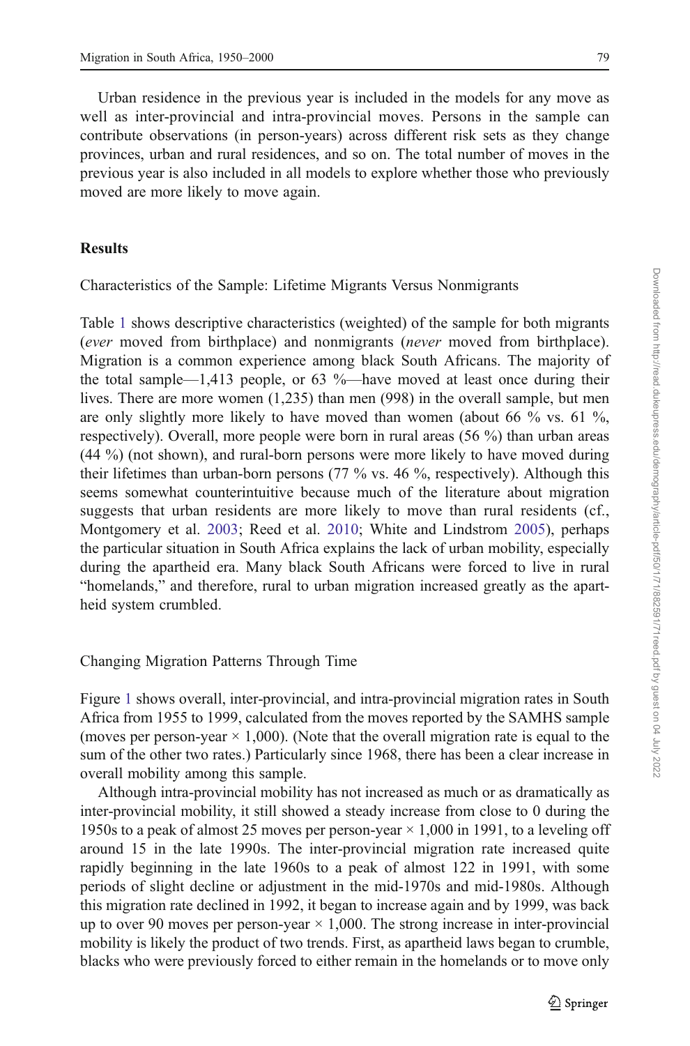Urban residence in the previous year is included in the models for any move as well as inter-provincial and intra-provincial moves. Persons in the sample can contribute observations (in person-years) across different risk sets as they change provinces, urban and rural residences, and so on. The total number of moves in the previous year is also included in all models to explore whether those who previously moved are more likely to move again.

## Results

### Characteristics of the Sample: Lifetime Migrants Versus Nonmigrants

Table 1 shows descriptive characteristics (weighted) of the sample for both migrants (*ever* moved from birthplace) and nonmigrants (*never* moved from birthplace). Migration is a common experience among black South Africans. The majority of the total sample—1,413 people, or 63 %—have moved at least once during their lives. There are more women (1,235) than men (998) in the overall sample, but men are only slightly more likely to have moved than women (about 66 % vs. 61 %, respectively). Overall, more people were born in rural areas (56 %) than urban areas (44 %) (not shown), and rural-born persons were more likely to have moved during their lifetimes than urban-born persons (77 % vs. 46 %, respectively). Although this seems somewhat counterintuitive because much of the literature about migration suggests that urban residents are more likely to move than rural residents (cf., Montgomery et al. 2003; Reed et al. 2010; White and Lindstrom 2005), perhaps the particular situation in South Africa explains the lack of urban mobility, especially during the apartheid era. Many black South Africans were forced to live in rural "homelands," and therefore, rural to urban migration increased greatly as the apartheid system crumbled.

### Changing Migration Patterns Through Time

Figure 1 shows overall, inter-provincial, and intra-provincial migration rates in South Africa from 1955 to 1999, calculated from the moves reported by the SAMHS sample (moves per person-year × 1,000). (Note that the overall migration rate is equal to the sum of the other two rates.) Particularly since 1968, there has been a clear increase in overall mobility among this sample.

Although intra-provincial mobility has not increased as much or as dramatically as inter-provincial mobility, it still showed a steady increase from close to 0 during the 1950s to a peak of almost 25 moves per person-year × 1,000 in 1991, to a leveling off around 15 in the late 1990s. The inter-provincial migration rate increased quite rapidly beginning in the late 1960s to a peak of almost 122 in 1991, with some periods of slight decline or adjustment in the mid-1970s and mid-1980s. Although this migration rate declined in 1992, it began to increase again and by 1999, was back up to over 90 moves per person-year × 1,000. The strong increase in inter-provincial mobility is likely the product of two trends. First, as apartheid laws began to crumble, blacks who were previously forced to either remain in the homelands or to move only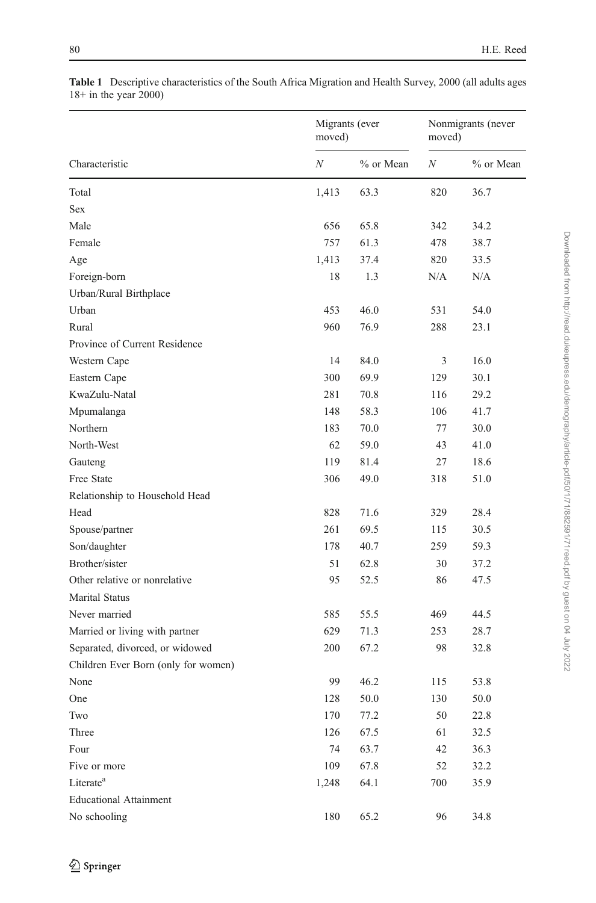**Table 1** Descriptive characteristics of the South Africa Migration and Health Survey, 2000 (all adults ages 18+ in the year 2000)

| Characteristic | Migrants (ever moved) | | Nonmigrants (never moved) | |
|---|---|---|---|---|
| | *N* | % or Mean | *N* | % or Mean |
| Total | 1,413 | 63.3 | 820 | 36.7 |
| Sex | | | | |
| Male | 656 | 65.8 | 342 | 34.2 |
| Female | 757 | 61.3 | 478 | 38.7 |
| Age | 1,413 | 37.4 | 820 | 33.5 |
| Foreign-born | 18 | 1.3 | N/A | N/A |
| Urban/Rural Birthplace | | | | |
| Urban | 453 | 46.0 | 531 | 54.0 |
| Rural | 960 | 76.9 | 288 | 23.1 |
| Province of Current Residence | | | | |
| Western Cape | 14 | 84.0 | 3 | 16.0 |
| Eastern Cape | 300 | 69.9 | 129 | 30.1 |
| KwaZulu-Natal | 281 | 70.8 | 116 | 29.2 |
| Mpumalanga | 148 | 58.3 | 106 | 41.7 |
| Northern | 183 | 70.0 | 77 | 30.0 |
| North-West | 62 | 59.0 | 43 | 41.0 |
| Gauteng | 119 | 81.4 | 27 | 18.6 |
| Free State | 306 | 49.0 | 318 | 51.0 |
| Relationship to Household Head | | | | |
| Head | 828 | 71.6 | 329 | 28.4 |
| Spouse/partner | 261 | 69.5 | 115 | 30.5 |
| Son/daughter | 178 | 40.7 | 259 | 59.3 |
| Brother/sister | 51 | 62.8 | 30 | 37.2 |
| Other relative or nonrelative | 95 | 52.5 | 86 | 47.5 |
| Marital Status | | | | |
| Never married | 585 | 55.5 | 469 | 44.5 |
| Married or living with partner | 629 | 71.3 | 253 | 28.7 |
| Separated, divorced, or widowed | 200 | 67.2 | 98 | 32.8 |
| Children Ever Born (only for women) | | | | |
| None | 99 | 46.2 | 115 | 53.8 |
| One | 128 | 50.0 | 130 | 50.0 |
| Two | 170 | 77.2 | 50 | 22.8 |
| Three | 126 | 67.5 | 61 | 32.5 |
| Four | 74 | 63.7 | 42 | 36.3 |
| Five or more | 109 | 67.8 | 52 | 32.2 |
| Literate[a] | 1,248 | 64.1 | 700 | 35.9 |
| Educational Attainment | | | | |
| No schooling | 180 | 65.2 | 96 | 34.8 |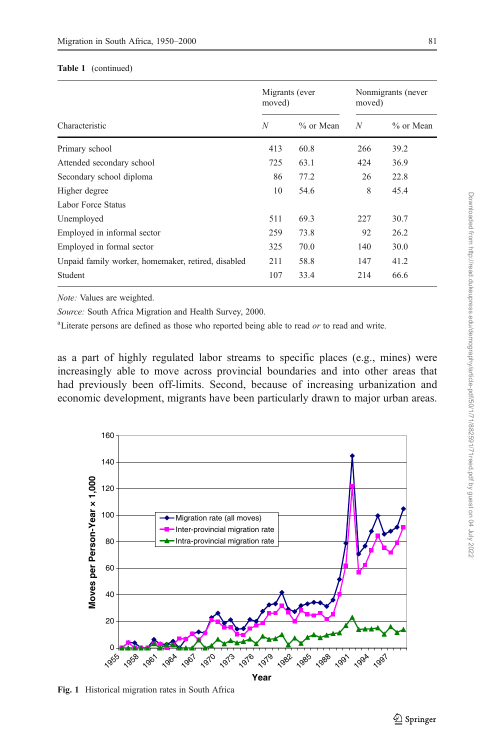**Table 1** (continued)

| Characteristic | Migrants (ever moved) | | Nonmigrants (never moved) | |
|---|---|---|---|---|
| | $N$ | % or Mean | $N$ | % or Mean |
| Primary school | 413 | 60.8 | 266 | 39.2 |
| Attended secondary school | 725 | 63.1 | 424 | 36.9 |
| Secondary school diploma | 86 | 77.2 | 26 | 22.8 |
| Higher degree | 10 | 54.6 | 8 | 45.4 |
| Labor Force Status | | | | |
| Unemployed | 511 | 69.3 | 227 | 30.7 |
| Employed in informal sector | 259 | 73.8 | 92 | 26.2 |
| Employed in formal sector | 325 | 70.0 | 140 | 30.0 |
| Unpaid family worker, homemaker, retired, disabled | 211 | 58.8 | 147 | 41.2 |
| Student | 107 | 33.4 | 214 | 66.6 |

*Note:* Values are weighted.

*Source:* South Africa Migration and Health Survey, 2000.

[a]Literate persons are defined as those who reported being able to read *or* to read and write.

as a part of highly regulated labor streams to specific places (e.g., mines) were increasingly able to move across provincial boundaries and into other areas that had previously been off-limits. Second, because of increasing urbanization and economic development, migrants have been particularly drawn to major urban areas.

**Fig. 1** Historical migration rates in South Africa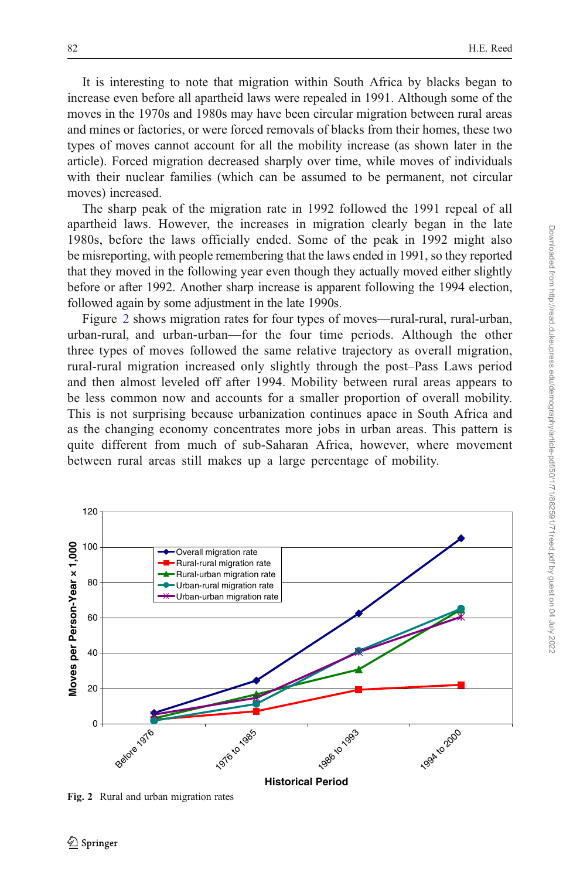It is interesting to note that migration within South Africa by blacks began to increase even before all apartheid laws were repealed in 1991. Although some of the moves in the 1970s and 1980s may have been circular migration between rural areas and mines or factories, or were forced removals of blacks from their homes, these two types of moves cannot account for all the mobility increase (as shown later in the article). Forced migration decreased sharply over time, while moves of individuals with their nuclear families (which can be assumed to be permanent, not circular moves) increased.

The sharp peak of the migration rate in 1992 followed the 1991 repeal of all apartheid laws. However, the increases in migration clearly began in the late 1980s, before the laws officially ended. Some of the peak in 1992 might also be misreporting, with people remembering that the laws ended in 1991, so they reported that they moved in the following year even though they actually moved either slightly before or after 1992. Another sharp increase is apparent following the 1994 election, followed again by some adjustment in the late 1990s.

Figure 2 shows migration rates for four types of moves—rural-rural, rural-urban, urban-rural, and urban-urban—for the four time periods. Although the other three types of moves followed the same relative trajectory as overall migration, rural-rural migration increased only slightly through the post–Pass Laws period and then almost leveled off after 1994. Mobility between rural areas appears to be less common now and accounts for a smaller proportion of overall mobility. This is not surprising because urbanization continues apace in South Africa and as the changing economy concentrates more jobs in urban areas. This pattern is quite different from much of sub-Saharan Africa, however, where movement between rural areas still makes up a large percentage of mobility.

**Fig. 2** Rural and urban migration rates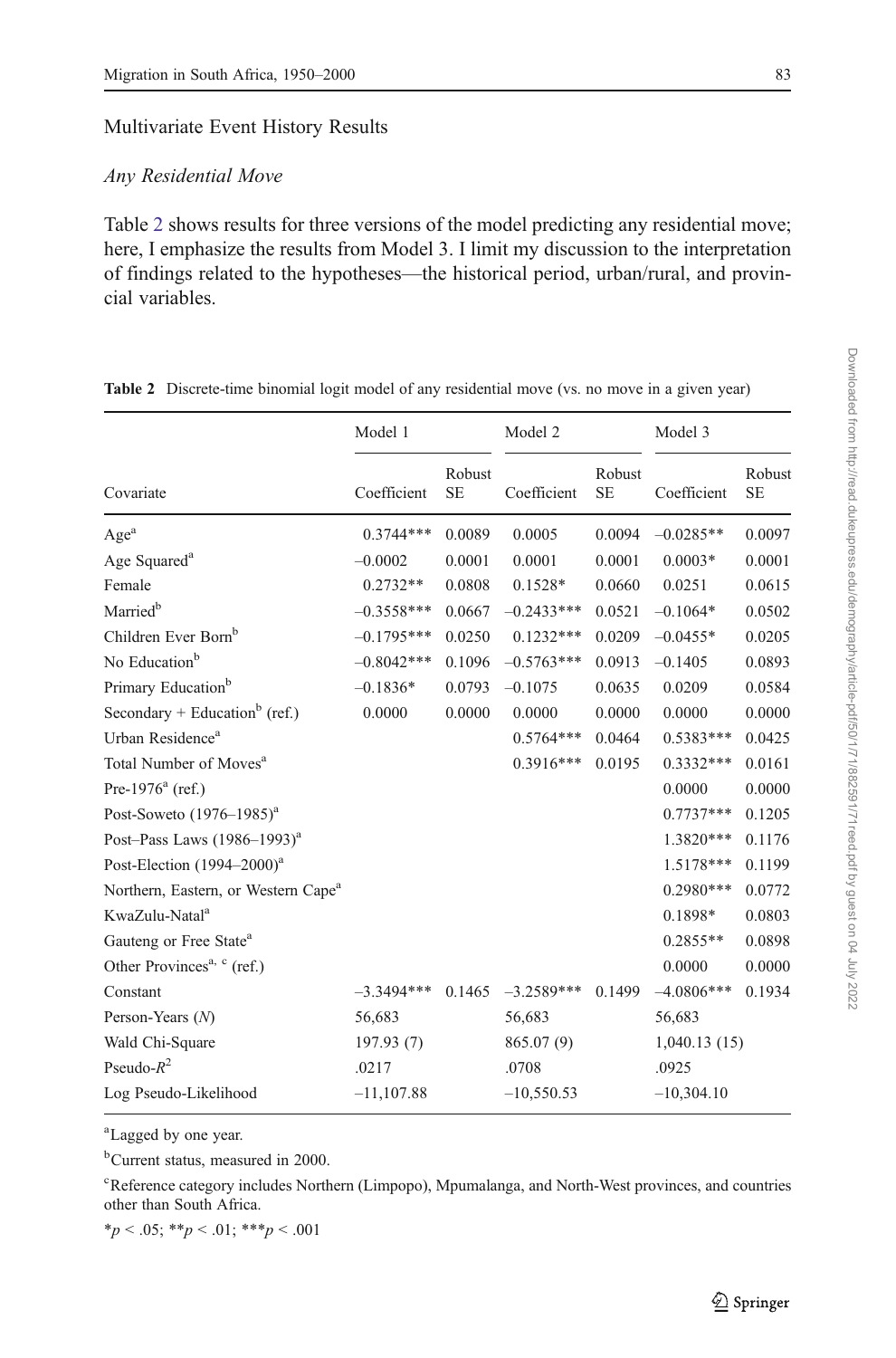## Multivariate Event History Results

### *Any Residential Move*

Table 2 shows results for three versions of the model predicting any residential move; here, I emphasize the results from Model 3. I limit my discussion to the interpretation of findings related to the hypotheses—the historical period, urban/rural, and provincial variables.

**Table 2** Discrete-time binomial logit model of any residential move (vs. no move in a given year)

| | Model 1 | | Model 2 | | Model 3 | |
|---|---|---|---|---|---|---|
| Covariate | Coefficient | Robust SE | Coefficient | Robust SE | Coefficient | Robust SE |
| Age[a] | 0.3744*** | 0.0089 | 0.0005 | 0.0094 | −0.0285** | 0.0097 |
| Age Squared[a] | −0.0002 | 0.0001 | 0.0001 | 0.0001 | 0.0003* | 0.0001 |
| Female | 0.2732** | 0.0808 | 0.1528* | 0.0660 | 0.0251 | 0.0615 |
| Married[b] | −0.3558*** | 0.0667 | −0.2433*** | 0.0521 | −0.1064* | 0.0502 |
| Children Ever Born[b] | −0.1795*** | 0.0250 | 0.1232*** | 0.0209 | −0.0455* | 0.0205 |
| No Education[b] | −0.8042*** | 0.1096 | −0.5763*** | 0.0913 | −0.1405 | 0.0893 |
| Primary Education[b] | −0.1836* | 0.0793 | −0.1075 | 0.0635 | 0.0209 | 0.0584 |
| Secondary + Education[b] (ref.) | 0.0000 | 0.0000 | 0.0000 | 0.0000 | 0.0000 | 0.0000 |
| Urban Residence[a] | | | 0.5764*** | 0.0464 | 0.5383*** | 0.0425 |
| Total Number of Moves[a] | | | 0.3916*** | 0.0195 | 0.3332*** | 0.0161 |
| Pre-1976[a] (ref.) | | | | | 0.0000 | 0.0000 |
| Post-Soweto (1976–1985)[a] | | | | | 0.7737*** | 0.1205 |
| Post–Pass Laws (1986–1993)[a] | | | | | 1.3820*** | 0.1176 |
| Post-Election (1994–2000)[a] | | | | | 1.5178*** | 0.1199 |
| Northern, Eastern, or Western Cape[a] | | | | | 0.2980*** | 0.0772 |
| KwaZulu-Natal[a] | | | | | 0.1898* | 0.0803 |
| Gauteng or Free State[a] | | | | | 0.2855** | 0.0898 |
| Other Provinces[a, c] (ref.) | | | | | 0.0000 | 0.0000 |
| Constant | −3.3494*** | 0.1465 | −3.2589*** | 0.1499 | −4.0806*** | 0.1934 |
| Person-Years (*N*) | 56,683 | | 56,683 | | 56,683 | |
| Wald Chi-Square | 197.93 (7) | | 865.07 (9) | | 1,040.13 (15) | |
| Pseudo-$R^2$ | .0217 | | .0708 | | .0925 | |
| Log Pseudo-Likelihood | −11,107.88 | | −10,550.53 | | −10,304.10 | |

[a]Lagged by one year.

[b]Current status, measured in 2000.

[c]Reference category includes Northern (Limpopo), Mpumalanga, and North-West provinces, and countries other than South Africa.

*$p < .05$; **$p < .01$; ***$p < .001$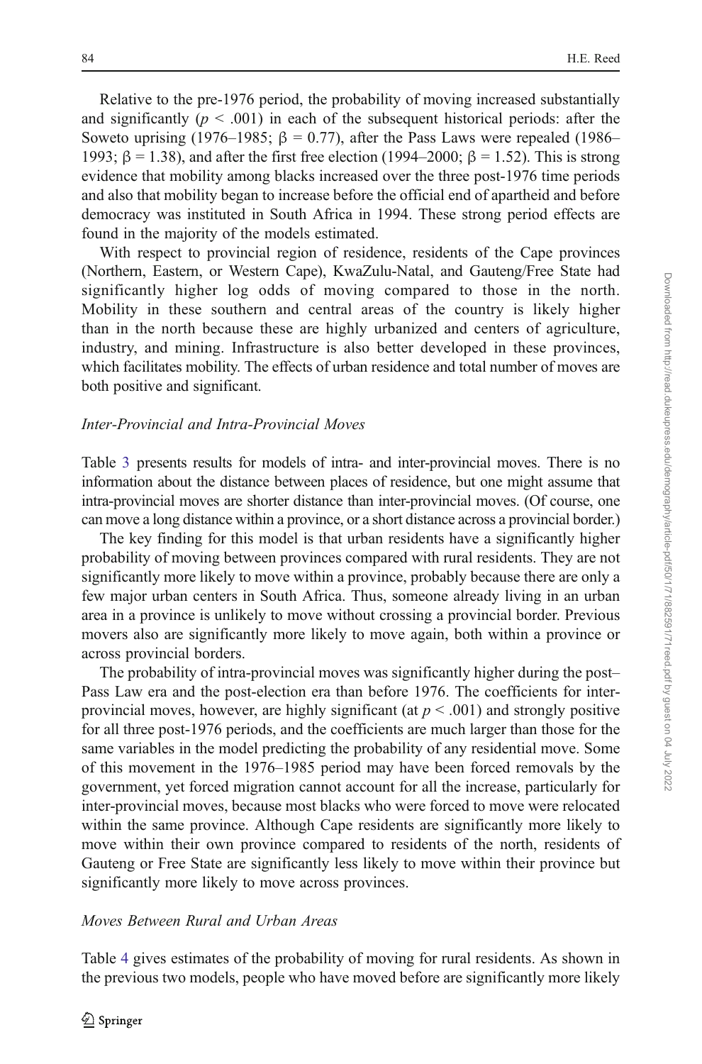Relative to the pre-1976 period, the probability of moving increased substantially and significantly ($p < .001$) in each of the subsequent historical periods: after the Soweto uprising (1976–1985; $\beta = 0.77$), after the Pass Laws were repealed (1986–1993; $\beta = 1.38$), and after the first free election (1994–2000; $\beta = 1.52$). This is strong evidence that mobility among blacks increased over the three post-1976 time periods and also that mobility began to increase before the official end of apartheid and before democracy was instituted in South Africa in 1994. These strong period effects are found in the majority of the models estimated.

With respect to provincial region of residence, residents of the Cape provinces (Northern, Eastern, or Western Cape), KwaZulu-Natal, and Gauteng/Free State had significantly higher log odds of moving compared to those in the north. Mobility in these southern and central areas of the country is likely higher than in the north because these are highly urbanized and centers of agriculture, industry, and mining. Infrastructure is also better developed in these provinces, which facilitates mobility. The effects of urban residence and total number of moves are both positive and significant.

### *Inter-Provincial and Intra-Provincial Moves*

Table 3 presents results for models of intra- and inter-provincial moves. There is no information about the distance between places of residence, but one might assume that intra-provincial moves are shorter distance than inter-provincial moves. (Of course, one can move a long distance within a province, or a short distance across a provincial border.)

The key finding for this model is that urban residents have a significantly higher probability of moving between provinces compared with rural residents. They are not significantly more likely to move within a province, probably because there are only a few major urban centers in South Africa. Thus, someone already living in an urban area in a province is unlikely to move without crossing a provincial border. Previous movers also are significantly more likely to move again, both within a province or across provincial borders.

The probability of intra-provincial moves was significantly higher during the post–Pass Law era and the post-election era than before 1976. The coefficients for inter-provincial moves, however, are highly significant (at $p < .001$) and strongly positive for all three post-1976 periods, and the coefficients are much larger than those for the same variables in the model predicting the probability of any residential move. Some of this movement in the 1976–1985 period may have been forced removals by the government, yet forced migration cannot account for all the increase, particularly for inter-provincial moves, because most blacks who were forced to move were relocated within the same province. Although Cape residents are significantly more likely to move within their own province compared to residents of the north, residents of Gauteng or Free State are significantly less likely to move within their province but significantly more likely to move across provinces.

### *Moves Between Rural and Urban Areas*

Table 4 gives estimates of the probability of moving for rural residents. As shown in the previous two models, people who have moved before are significantly more likely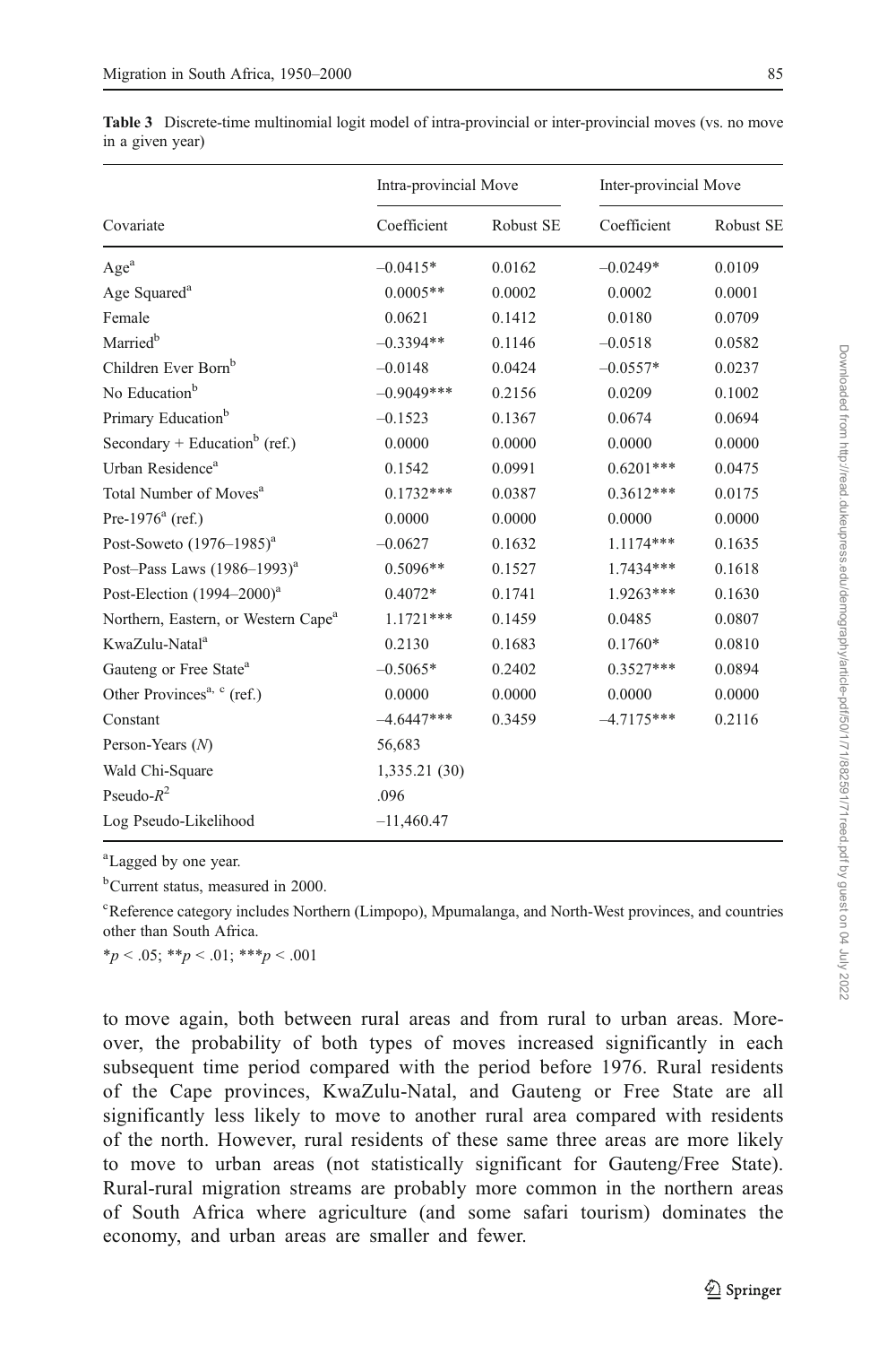**Table 3** Discrete-time multinomial logit model of intra-provincial or inter-provincial moves (vs. no move in a given year)

| | Intra-provincial Move | | Inter-provincial Move | |
|---|---|---|---|---|
| Covariate | Coefficient | Robust SE | Coefficient | Robust SE |
| Age[a] | –0.0415* | 0.0162 | –0.0249* | 0.0109 |
| Age Squared[a] | 0.0005** | 0.0002 | 0.0002 | 0.0001 |
| Female | 0.0621 | 0.1412 | 0.0180 | 0.0709 |
| Married[b] | –0.3394** | 0.1146 | –0.0518 | 0.0582 |
| Children Ever Born[b] | –0.0148 | 0.0424 | –0.0557* | 0.0237 |
| No Education[b] | –0.9049*** | 0.2156 | 0.0209 | 0.1002 |
| Primary Education[b] | –0.1523 | 0.1367 | 0.0674 | 0.0694 |
| Secondary + Education[b] (ref.) | 0.0000 | 0.0000 | 0.0000 | 0.0000 |
| Urban Residence[a] | 0.1542 | 0.0991 | 0.6201*** | 0.0475 |
| Total Number of Moves[a] | 0.1732*** | 0.0387 | 0.3612*** | 0.0175 |
| Pre-1976[a] (ref.) | 0.0000 | 0.0000 | 0.0000 | 0.0000 |
| Post-Soweto (1976–1985)[a] | –0.0627 | 0.1632 | 1.1174*** | 0.1635 |
| Post–Pass Laws (1986–1993)[a] | 0.5096** | 0.1527 | 1.7434*** | 0.1618 |
| Post-Election (1994–2000)[a] | 0.4072* | 0.1741 | 1.9263*** | 0.1630 |
| Northern, Eastern, or Western Cape[a] | 1.1721*** | 0.1459 | 0.0485 | 0.0807 |
| KwaZulu-Natal[a] | 0.2130 | 0.1683 | 0.1760* | 0.0810 |
| Gauteng or Free State[a] | –0.5065* | 0.2402 | 0.3527*** | 0.0894 |
| Other Provinces[a, c] (ref.) | 0.0000 | 0.0000 | 0.0000 | 0.0000 |
| Constant | –4.6447*** | 0.3459 | –4.7175*** | 0.2116 |
| Person-Years (*N*) | 56,683 | | | |
| Wald Chi-Square | 1,335.21 (30) | | | |
| Pseudo-$R^2$ | .096 | | | |
| Log Pseudo-Likelihood | –11,460.47 | | | |

[a]Lagged by one year.

[b]Current status, measured in 2000.

[c]Reference category includes Northern (Limpopo), Mpumalanga, and North-West provinces, and countries other than South Africa.

$*p < .05$; $**p < .01$; $***p < .001$

to move again, both between rural areas and from rural to urban areas. Moreover, the probability of both types of moves increased significantly in each subsequent time period compared with the period before 1976. Rural residents of the Cape provinces, KwaZulu-Natal, and Gauteng or Free State are all significantly less likely to move to another rural area compared with residents of the north. However, rural residents of these same three areas are more likely to move to urban areas (not statistically significant for Gauteng/Free State). Rural-rural migration streams are probably more common in the northern areas of South Africa where agriculture (and some safari tourism) dominates the economy, and urban areas are smaller and fewer.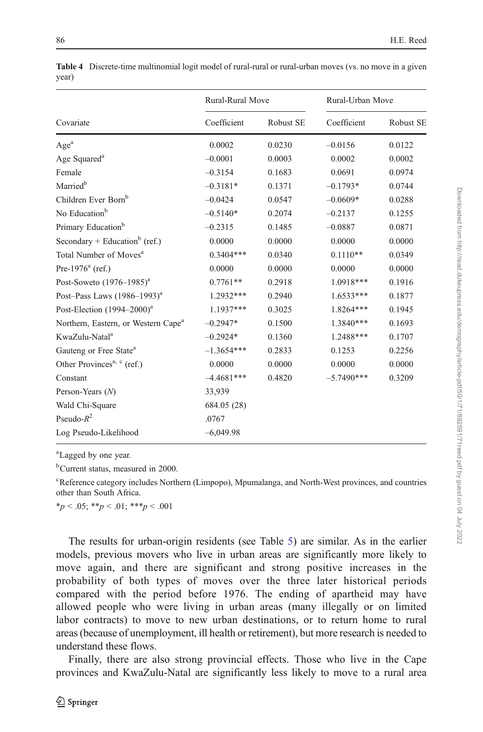**Table 4** Discrete-time multinomial logit model of rural-rural or rural-urban moves (vs. no move in a given year)

| | Rural-Rural Move | | Rural-Urban Move | |
|---|---|---|---|---|
| Covariate | Coefficient | Robust SE | Coefficient | Robust SE |
| Age[a] | 0.0002 | 0.0230 | –0.0156 | 0.0122 |
| Age Squared[a] | –0.0001 | 0.0003 | 0.0002 | 0.0002 |
| Female | –0.3154 | 0.1683 | 0.0691 | 0.0974 |
| Married[b] | –0.3181* | 0.1371 | –0.1793* | 0.0744 |
| Children Ever Born[b] | –0.0424 | 0.0547 | –0.0609* | 0.0288 |
| No Education[b] | –0.5140* | 0.2074 | –0.2137 | 0.1255 |
| Primary Education[b] | –0.2315 | 0.1485 | –0.0887 | 0.0871 |
| Secondary + Education[b] (ref.) | 0.0000 | 0.0000 | 0.0000 | 0.0000 |
| Total Number of Moves[a] | 0.3404*** | 0.0340 | 0.1110** | 0.0349 |
| Pre-1976[a] (ref.) | 0.0000 | 0.0000 | 0.0000 | 0.0000 |
| Post-Soweto (1976–1985)[a] | 0.7761** | 0.2918 | 1.0918*** | 0.1916 |
| Post–Pass Laws (1986–1993)[a] | 1.2932*** | 0.2940 | 1.6533*** | 0.1877 |
| Post-Election (1994–2000)[a] | 1.1937*** | 0.3025 | 1.8264*** | 0.1945 |
| Northern, Eastern, or Western Cape[a] | –0.2947* | 0.1500 | 1.3840*** | 0.1693 |
| KwaZulu-Natal[a] | –0.2924* | 0.1360 | 1.2488*** | 0.1707 |
| Gauteng or Free State[a] | –1.3654*** | 0.2833 | 0.1253 | 0.2256 |
| Other Provinces[a, c] (ref.) | 0.0000 | 0.0000 | 0.0000 | 0.0000 |
| Constant | –4.4681*** | 0.4820 | –5.7490*** | 0.3209 |
| Person-Years (*N*) | 33,939 | | | |
| Wald Chi-Square | 684.05 (28) | | | |
| Pseudo-$R^2$ | .0767 | | | |
| Log Pseudo-Likelihood | –6,049.98 | | | |

[a]Lagged by one year.

[b]Current status, measured in 2000.

[c]Reference category includes Northern (Limpopo), Mpumalanga, and North-West provinces, and countries other than South Africa.

*$p < .05$; **$p < .01$; ***$p < .001$

The results for urban-origin residents (see Table 5) are similar. As in the earlier models, previous movers who live in urban areas are significantly more likely to move again, and there are significant and strong positive increases in the probability of both types of moves over the three later historical periods compared with the period before 1976. The ending of apartheid may have allowed people who were living in urban areas (many illegally or on limited labor contracts) to move to new urban destinations, or to return home to rural areas (because of unemployment, ill health or retirement), but more research is needed to understand these flows.

Finally, there are also strong provincial effects. Those who live in the Cape provinces and KwaZulu-Natal are significantly less likely to move to a rural area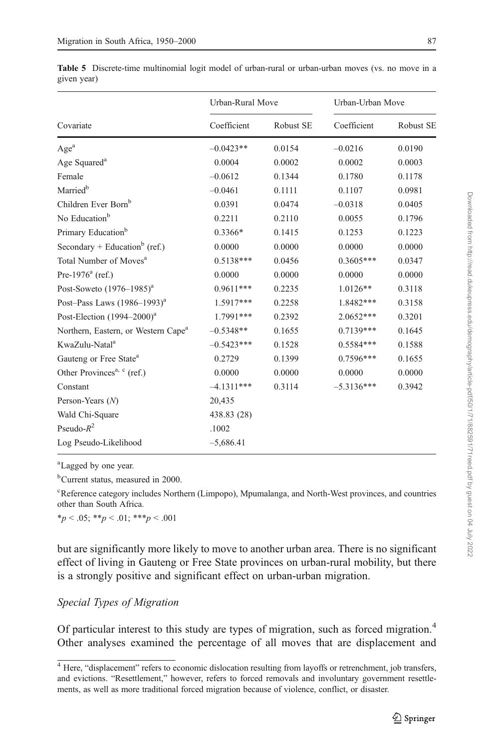**Table 5** Discrete-time multinomial logit model of urban-rural or urban-urban moves (vs. no move in a given year)

| Covariate | Urban-Rural Move | | Urban-Urban Move | |
|---|---|---|---|---|
| | Coefficient | Robust SE | Coefficient | Robust SE |
| Age[a] | –0.0423** | 0.0154 | –0.0216 | 0.0190 |
| Age Squared[a] | 0.0004 | 0.0002 | 0.0002 | 0.0003 |
| Female | –0.0612 | 0.1344 | 0.1780 | 0.1178 |
| Married[b] | –0.0461 | 0.1111 | 0.1107 | 0.0981 |
| Children Ever Born[b] | 0.0391 | 0.0474 | –0.0318 | 0.0405 |
| No Education[b] | 0.2211 | 0.2110 | 0.0055 | 0.1796 |
| Primary Education[b] | 0.3366* | 0.1415 | 0.1253 | 0.1223 |
| Secondary + Education[b] (ref.) | 0.0000 | 0.0000 | 0.0000 | 0.0000 |
| Total Number of Moves[a] | 0.5138*** | 0.0456 | 0.3605*** | 0.0347 |
| Pre-1976[a] (ref.) | 0.0000 | 0.0000 | 0.0000 | 0.0000 |
| Post-Soweto (1976–1985)[a] | 0.9611*** | 0.2235 | 1.0126** | 0.3118 |
| Post–Pass Laws (1986–1993)[a] | 1.5917*** | 0.2258 | 1.8482*** | 0.3158 |
| Post-Election (1994–2000)[a] | 1.7991*** | 0.2392 | 2.0652*** | 0.3201 |
| Northern, Eastern, or Western Cape[a] | –0.5348** | 0.1655 | 0.7139*** | 0.1645 |
| KwaZulu-Natal[a] | –0.5423*** | 0.1528 | 0.5584*** | 0.1588 |
| Gauteng or Free State[a] | 0.2729 | 0.1399 | 0.7596*** | 0.1655 |
| Other Provinces[a, c] (ref.) | 0.0000 | 0.0000 | 0.0000 | 0.0000 |
| Constant | –4.1311*** | 0.3114 | –5.3136*** | 0.3942 |
| Person-Years (*N*) | 20,435 | | | |
| Wald Chi-Square | 438.83 (28) | | | |
| Pseudo-$R^2$ | .1002 | | | |
| Log Pseudo-Likelihood | –5,686.41 | | | |

[a]Lagged by one year.

[b]Current status, measured in 2000.

[c]Reference category includes Northern (Limpopo), Mpumalanga, and North-West provinces, and countries other than South Africa.

*$p < .05$; **$p < .01$; ***$p < .001$

but are significantly more likely to move to another urban area. There is no significant effect of living in Gauteng or Free State provinces on urban-rural mobility, but there is a strongly positive and significant effect on urban-urban migration.

### *Special Types of Migration*

Of particular interest to this study are types of migration, such as forced migration.[4] Other analyses examined the percentage of all moves that are displacement and

[4] Here, "displacement" refers to economic dislocation resulting from layoffs or retrenchment, job transfers, and evictions. "Resettlement," however, refers to forced removals and involuntary government resettlements, as well as more traditional forced migration because of violence, conflict, or disaster.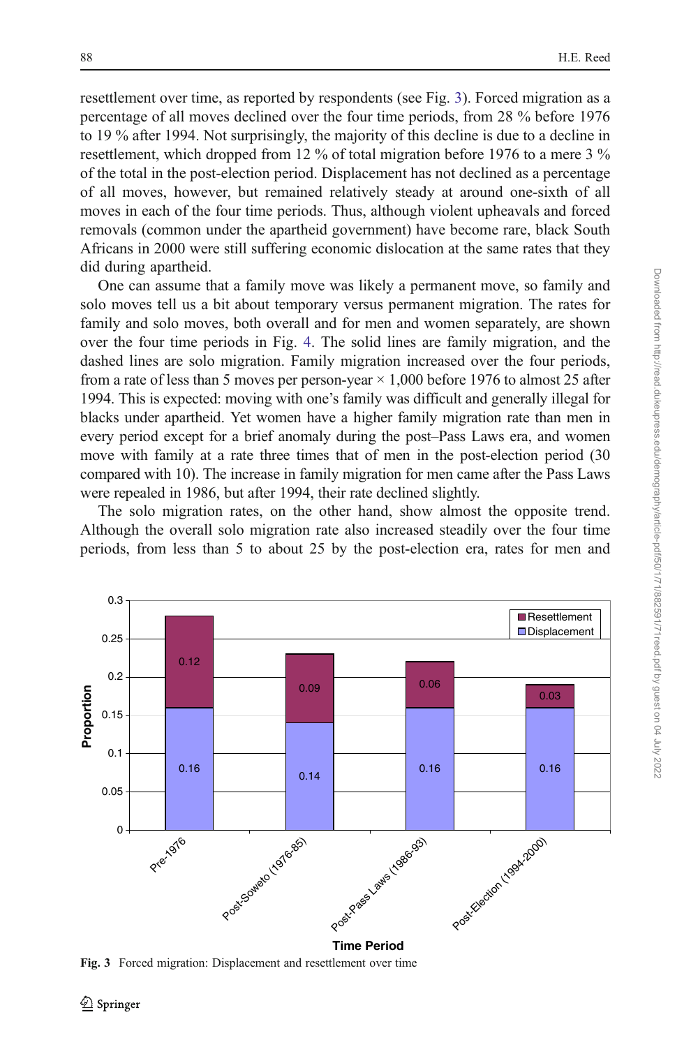resettlement over time, as reported by respondents (see Fig. 3). Forced migration as a percentage of all moves declined over the four time periods, from 28 % before 1976 to 19 % after 1994. Not surprisingly, the majority of this decline is due to a decline in resettlement, which dropped from 12 % of total migration before 1976 to a mere 3 % of the total in the post-election period. Displacement has not declined as a percentage of all moves, however, but remained relatively steady at around one-sixth of all moves in each of the four time periods. Thus, although violent upheavals and forced removals (common under the apartheid government) have become rare, black South Africans in 2000 were still suffering economic dislocation at the same rates that they did during apartheid.

One can assume that a family move was likely a permanent move, so family and solo moves tell us a bit about temporary versus permanent migration. The rates for family and solo moves, both overall and for men and women separately, are shown over the four time periods in Fig. 4. The solid lines are family migration, and the dashed lines are solo migration. Family migration increased over the four periods, from a rate of less than 5 moves per person-year × 1,000 before 1976 to almost 25 after 1994. This is expected: moving with one's family was difficult and generally illegal for blacks under apartheid. Yet women have a higher family migration rate than men in every period except for a brief anomaly during the post–Pass Laws era, and women move with family at a rate three times that of men in the post-election period (30 compared with 10). The increase in family migration for men came after the Pass Laws were repealed in 1986, but after 1994, their rate declined slightly.

The solo migration rates, on the other hand, show almost the opposite trend. Although the overall solo migration rate also increased steadily over the four time periods, from less than 5 to about 25 by the post-election era, rates for men and

Fig. 3 Forced migration: Displacement and resettlement over time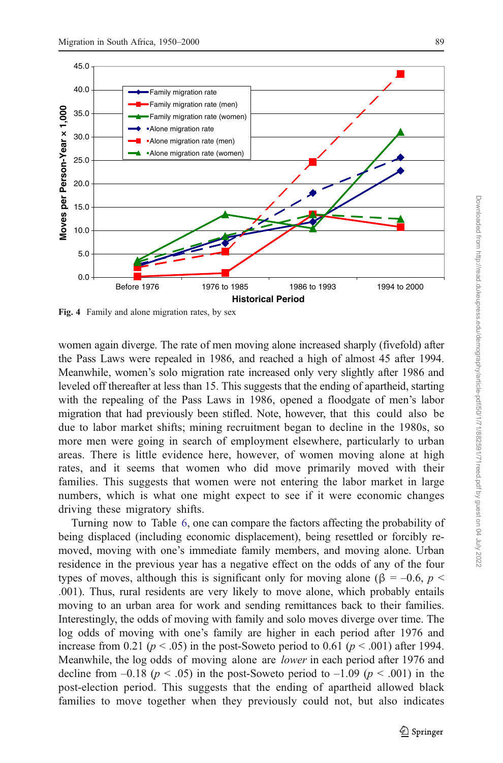Fig. 4 Family and alone migration rates, by sex

women again diverge. The rate of men moving alone increased sharply (fivefold) after the Pass Laws were repealed in 1986, and reached a high of almost 45 after 1994. Meanwhile, women's solo migration rate increased only very slightly after 1986 and leveled off thereafter at less than 15. This suggests that the ending of apartheid, starting with the repealing of the Pass Laws in 1986, opened a floodgate of men's labor migration that had previously been stifled. Note, however, that this could also be due to labor market shifts; mining recruitment began to decline in the 1980s, so more men were going in search of employment elsewhere, particularly to urban areas. There is little evidence here, however, of women moving alone at high rates, and it seems that women who did move primarily moved with their families. This suggests that women were not entering the labor market in large numbers, which is what one might expect to see if it were economic changes driving these migratory shifts.

Turning now to Table 6, one can compare the factors affecting the probability of being displaced (including economic displacement), being resettled or forcibly removed, moving with one's immediate family members, and moving alone. Urban residence in the previous year has a negative effect on the odds of any of the four types of moves, although this is significant only for moving alone ($\beta = -0.6$, $p < .001$). Thus, rural residents are very likely to move alone, which probably entails moving to an urban area for work and sending remittances back to their families. Interestingly, the odds of moving with family and solo moves diverge over time. The log odds of moving with one's family are higher in each period after 1976 and increase from 0.21 ($p < .05$) in the post-Soweto period to 0.61 ($p < .001$) after 1994. Meanwhile, the log odds of moving alone are *lower* in each period after 1976 and decline from $-0.18$ ($p < .05$) in the post-Soweto period to $-1.09$ ($p < .001$) in the post-election period. This suggests that the ending of apartheid allowed black families to move together when they previously could not, but also indicates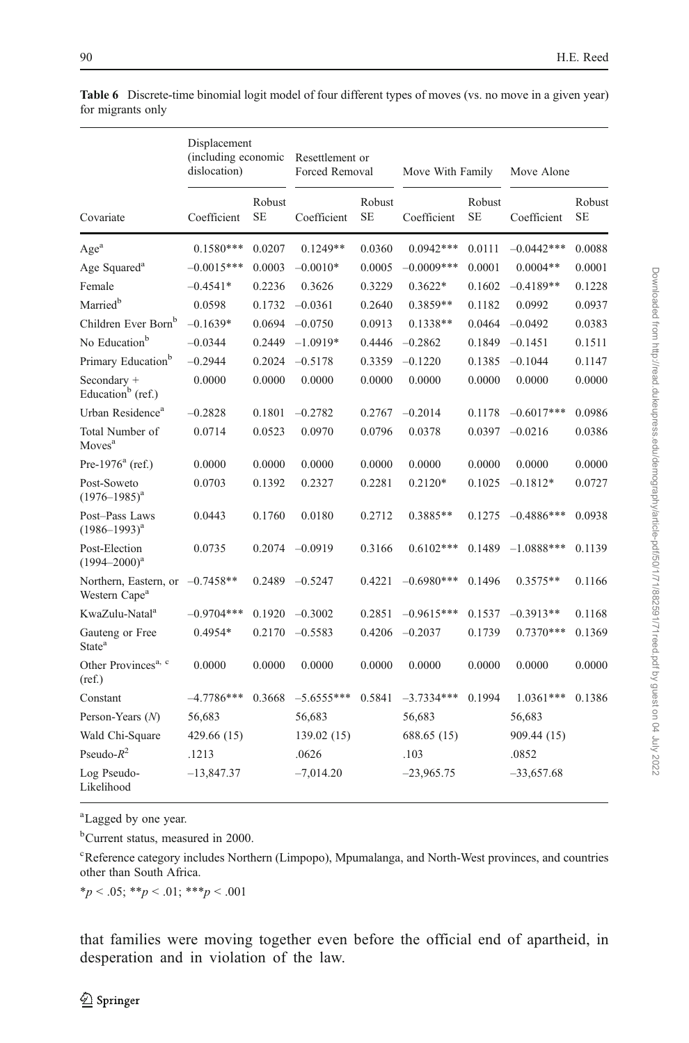**Table 6** Discrete-time binomial logit model of four different types of moves (vs. no move in a given year) for migrants only

| Covariate | Displacement (including economic dislocation) | | Resettlement or Forced Removal | | Move With Family | | Move Alone | |
|---|---|---|---|---|---|---|---|---|
| | Coefficient | Robust SE | Coefficient | Robust SE | Coefficient | Robust SE | Coefficient | Robust SE |
| Age[a] | 0.1580*** | 0.0207 | 0.1249** | 0.0360 | 0.0942*** | 0.0111 | –0.0442*** | 0.0088 |
| Age Squared[a] | –0.0015*** | 0.0003 | –0.0010* | 0.0005 | –0.0009*** | 0.0001 | 0.0004** | 0.0001 |
| Female | –0.4541* | 0.2236 | 0.3626 | 0.3229 | 0.3622* | 0.1602 | –0.4189** | 0.1228 |
| Married[b] | 0.0598 | 0.1732 | –0.0361 | 0.2640 | 0.3859** | 0.1182 | 0.0992 | 0.0937 |
| Children Ever Born[b] | –0.1639* | 0.0694 | –0.0750 | 0.0913 | 0.1338** | 0.0464 | –0.0492 | 0.0383 |
| No Education[b] | –0.0344 | 0.2449 | –1.0919* | 0.4446 | –0.2862 | 0.1849 | –0.1451 | 0.1511 |
| Primary Education[b] | –0.2944 | 0.2024 | –0.5178 | 0.3359 | –0.1220 | 0.1385 | –0.1044 | 0.1147 |
| Secondary + Education[b] (ref.) | 0.0000 | 0.0000 | 0.0000 | 0.0000 | 0.0000 | 0.0000 | 0.0000 | 0.0000 |
| Urban Residence[a] | –0.2828 | 0.1801 | –0.2782 | 0.2767 | –0.2014 | 0.1178 | –0.6017*** | 0.0986 |
| Total Number of Moves[a] | 0.0714 | 0.0523 | 0.0970 | 0.0796 | 0.0378 | 0.0397 | –0.0216 | 0.0386 |
| Pre-1976[a] (ref.) | 0.0000 | 0.0000 | 0.0000 | 0.0000 | 0.0000 | 0.0000 | 0.0000 | 0.0000 |
| Post-Soweto (1976–1985)[a] | 0.0703 | 0.1392 | 0.2327 | 0.2281 | 0.2120* | 0.1025 | –0.1812* | 0.0727 |
| Post–Pass Laws (1986–1993)[a] | 0.0443 | 0.1760 | 0.0180 | 0.2712 | 0.3885** | 0.1275 | –0.4886*** | 0.0938 |
| Post-Election (1994–2000)[a] | 0.0735 | 0.2074 | –0.0919 | 0.3166 | 0.6102*** | 0.1489 | –1.0888*** | 0.1139 |
| Northern, Eastern, or Western Cape[a] | –0.7458** | 0.2489 | –0.5247 | 0.4221 | –0.6980*** | 0.1496 | 0.3575** | 0.1166 |
| KwaZulu-Natal[a] | –0.9704*** | 0.1920 | –0.3002 | 0.2851 | –0.9615*** | 0.1537 | –0.3913** | 0.1168 |
| Gauteng or Free State[a] | 0.4954* | 0.2170 | –0.5583 | 0.4206 | –0.2037 | 0.1739 | 0.7370*** | 0.1369 |
| Other Provinces[a, c] (ref.) | 0.0000 | 0.0000 | 0.0000 | 0.0000 | 0.0000 | 0.0000 | 0.0000 | 0.0000 |
| Constant | –4.7786*** | 0.3668 | –5.6555*** | 0.5841 | –3.7334*** | 0.1994 | 1.0361*** | 0.1386 |
| Person-Years (*N*) | 56,683 | | 56,683 | | 56,683 | | 56,683 | |
| Wald Chi-Square | 429.66 (15) | | 139.02 (15) | | 688.65 (15) | | 909.44 (15) | |
| Pseudo-$R^2$ | .1213 | | .0626 | | .103 | | .0852 | |
| Log Pseudo-Likelihood | –13,847.37 | | –7,014.20 | | –23,965.75 | | –33,657.68 | |

[a]Lagged by one year.

[b]Current status, measured in 2000.

[c]Reference category includes Northern (Limpopo), Mpumalanga, and North-West provinces, and countries other than South Africa.

*$p < .05$; **$p < .01$; ***$p < .001$

that families were moving together even before the official end of apartheid, in desperation and in violation of the law.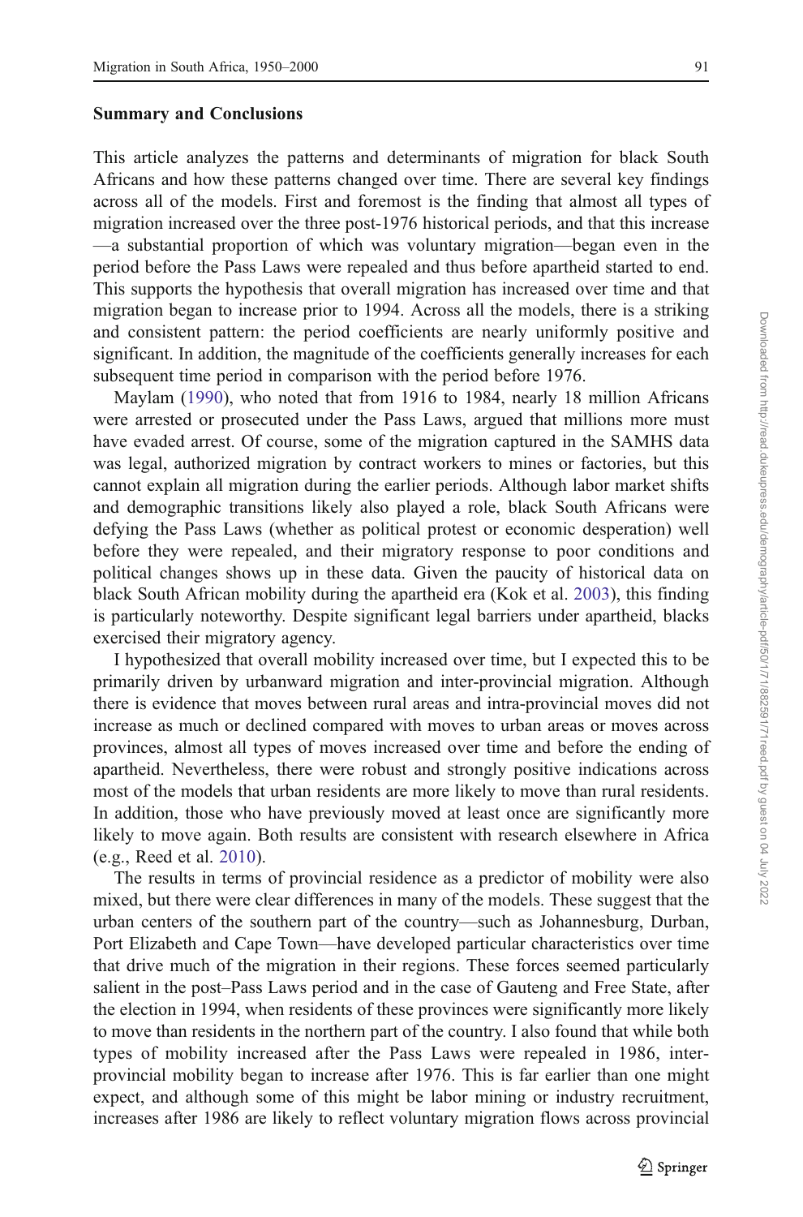## Summary and Conclusions

This article analyzes the patterns and determinants of migration for black South Africans and how these patterns changed over time. There are several key findings across all of the models. First and foremost is the finding that almost all types of migration increased over the three post-1976 historical periods, and that this increase—a substantial proportion of which was voluntary migration—began even in the period before the Pass Laws were repealed and thus before apartheid started to end. This supports the hypothesis that overall migration has increased over time and that migration began to increase prior to 1994. Across all the models, there is a striking and consistent pattern: the period coefficients are nearly uniformly positive and significant. In addition, the magnitude of the coefficients generally increases for each subsequent time period in comparison with the period before 1976.

Maylam (1990), who noted that from 1916 to 1984, nearly 18 million Africans were arrested or prosecuted under the Pass Laws, argued that millions more must have evaded arrest. Of course, some of the migration captured in the SAMHS data was legal, authorized migration by contract workers to mines or factories, but this cannot explain all migration during the earlier periods. Although labor market shifts and demographic transitions likely also played a role, black South Africans were defying the Pass Laws (whether as political protest or economic desperation) well before they were repealed, and their migratory response to poor conditions and political changes shows up in these data. Given the paucity of historical data on black South African mobility during the apartheid era (Kok et al. 2003), this finding is particularly noteworthy. Despite significant legal barriers under apartheid, blacks exercised their migratory agency.

I hypothesized that overall mobility increased over time, but I expected this to be primarily driven by urbanward migration and inter-provincial migration. Although there is evidence that moves between rural areas and intra-provincial moves did not increase as much or declined compared with moves to urban areas or moves across provinces, almost all types of moves increased over time and before the ending of apartheid. Nevertheless, there were robust and strongly positive indications across most of the models that urban residents are more likely to move than rural residents. In addition, those who have previously moved at least once are significantly more likely to move again. Both results are consistent with research elsewhere in Africa (e.g., Reed et al. 2010).

The results in terms of provincial residence as a predictor of mobility were also mixed, but there were clear differences in many of the models. These suggest that the urban centers of the southern part of the country—such as Johannesburg, Durban, Port Elizabeth and Cape Town—have developed particular characteristics over time that drive much of the migration in their regions. These forces seemed particularly salient in the post–Pass Laws period and in the case of Gauteng and Free State, after the election in 1994, when residents of these provinces were significantly more likely to move than residents in the northern part of the country. I also found that while both types of mobility increased after the Pass Laws were repealed in 1986, inter-provincial mobility began to increase after 1976. This is far earlier than one might expect, and although some of this might be labor mining or industry recruitment, increases after 1986 are likely to reflect voluntary migration flows across provincial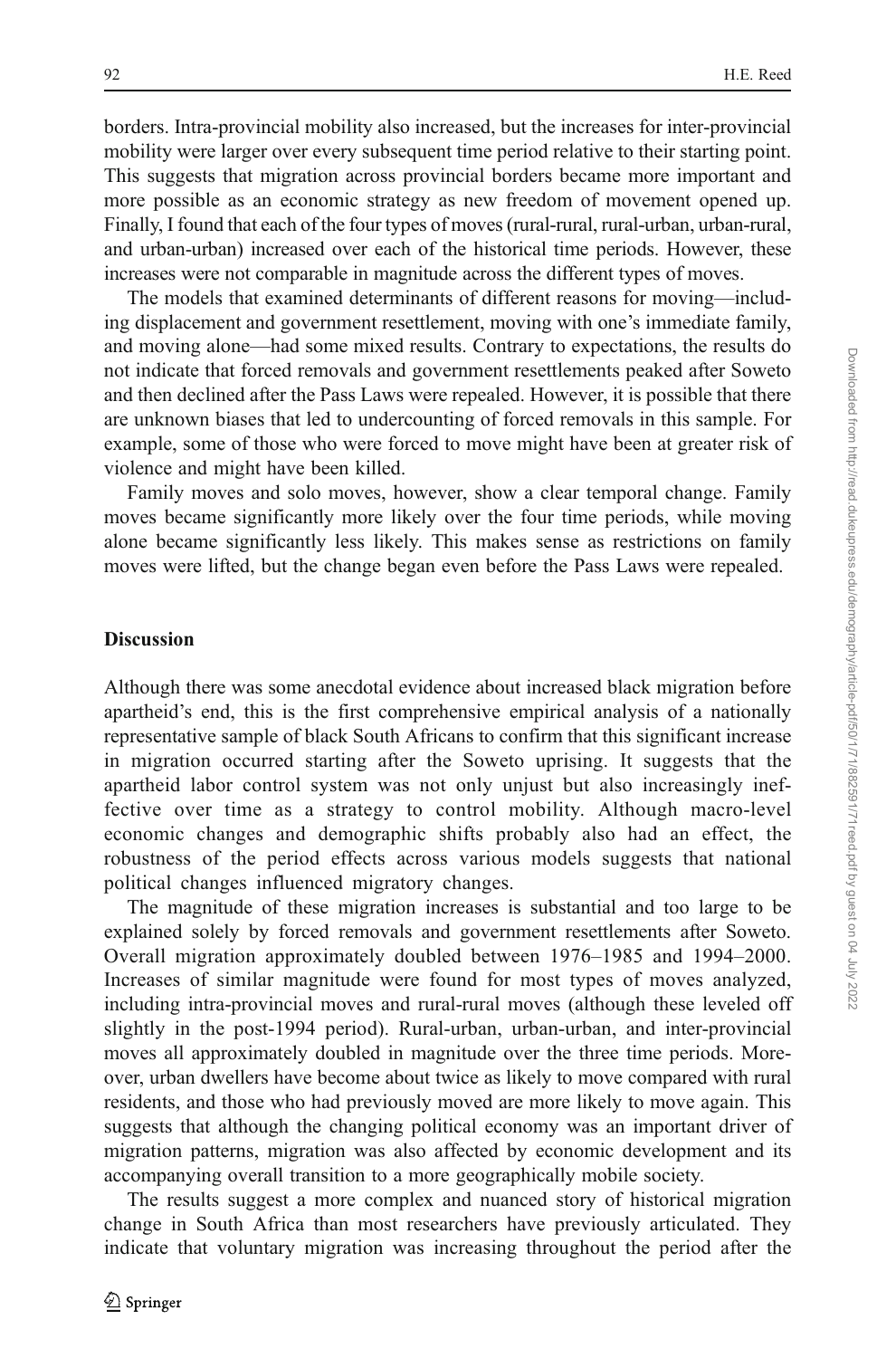borders. Intra-provincial mobility also increased, but the increases for inter-provincial mobility were larger over every subsequent time period relative to their starting point. This suggests that migration across provincial borders became more important and more possible as an economic strategy as new freedom of movement opened up. Finally, I found that each of the four types of moves (rural-rural, rural-urban, urban-rural, and urban-urban) increased over each of the historical time periods. However, these increases were not comparable in magnitude across the different types of moves.

The models that examined determinants of different reasons for moving—including displacement and government resettlement, moving with one's immediate family, and moving alone—had some mixed results. Contrary to expectations, the results do not indicate that forced removals and government resettlements peaked after Soweto and then declined after the Pass Laws were repealed. However, it is possible that there are unknown biases that led to undercounting of forced removals in this sample. For example, some of those who were forced to move might have been at greater risk of violence and might have been killed.

Family moves and solo moves, however, show a clear temporal change. Family moves became significantly more likely over the four time periods, while moving alone became significantly less likely. This makes sense as restrictions on family moves were lifted, but the change began even before the Pass Laws were repealed.

## Discussion

Although there was some anecdotal evidence about increased black migration before apartheid's end, this is the first comprehensive empirical analysis of a nationally representative sample of black South Africans to confirm that this significant increase in migration occurred starting after the Soweto uprising. It suggests that the apartheid labor control system was not only unjust but also increasingly ineffective over time as a strategy to control mobility. Although macro-level economic changes and demographic shifts probably also had an effect, the robustness of the period effects across various models suggests that national political changes influenced migratory changes.

The magnitude of these migration increases is substantial and too large to be explained solely by forced removals and government resettlements after Soweto. Overall migration approximately doubled between 1976–1985 and 1994–2000. Increases of similar magnitude were found for most types of moves analyzed, including intra-provincial moves and rural-rural moves (although these leveled off slightly in the post-1994 period). Rural-urban, urban-urban, and inter-provincial moves all approximately doubled in magnitude over the three time periods. Moreover, urban dwellers have become about twice as likely to move compared with rural residents, and those who had previously moved are more likely to move again. This suggests that although the changing political economy was an important driver of migration patterns, migration was also affected by economic development and its accompanying overall transition to a more geographically mobile society.

The results suggest a more complex and nuanced story of historical migration change in South Africa than most researchers have previously articulated. They indicate that voluntary migration was increasing throughout the period after the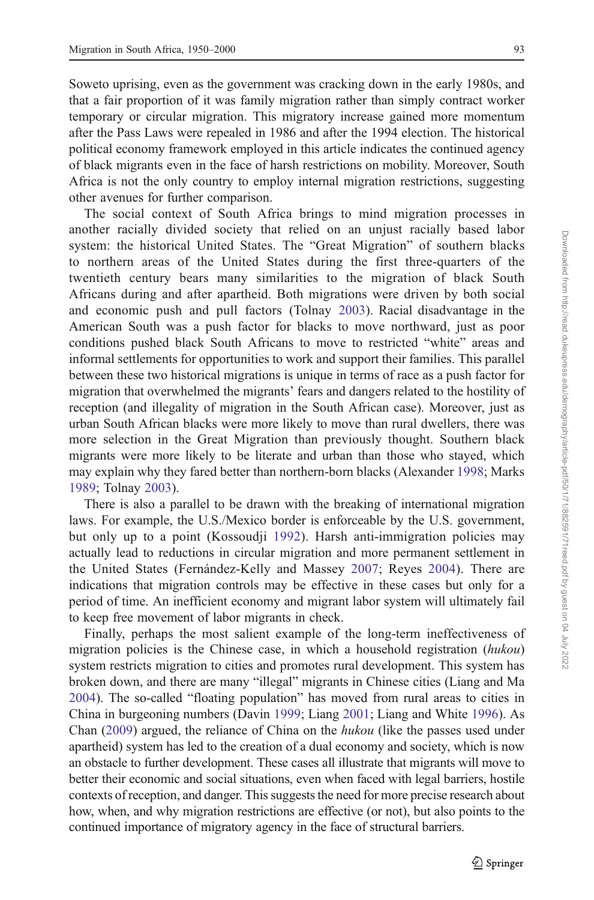Soweto uprising, even as the government was cracking down in the early 1980s, and that a fair proportion of it was family migration rather than simply contract worker temporary or circular migration. This migratory increase gained more momentum after the Pass Laws were repealed in 1986 and after the 1994 election. The historical political economy framework employed in this article indicates the continued agency of black migrants even in the face of harsh restrictions on mobility. Moreover, South Africa is not the only country to employ internal migration restrictions, suggesting other avenues for further comparison.

The social context of South Africa brings to mind migration processes in another racially divided society that relied on an unjust racially based labor system: the historical United States. The "Great Migration" of southern blacks to northern areas of the United States during the first three-quarters of the twentieth century bears many similarities to the migration of black South Africans during and after apartheid. Both migrations were driven by both social and economic push and pull factors (Tolnay 2003). Racial disadvantage in the American South was a push factor for blacks to move northward, just as poor conditions pushed black South Africans to move to restricted "white" areas and informal settlements for opportunities to work and support their families. This parallel between these two historical migrations is unique in terms of race as a push factor for migration that overwhelmed the migrants' fears and dangers related to the hostility of reception (and illegality of migration in the South African case). Moreover, just as urban South African blacks were more likely to move than rural dwellers, there was more selection in the Great Migration than previously thought. Southern black migrants were more likely to be literate and urban than those who stayed, which may explain why they fared better than northern-born blacks (Alexander 1998; Marks 1989; Tolnay 2003).

There is also a parallel to be drawn with the breaking of international migration laws. For example, the U.S./Mexico border is enforceable by the U.S. government, but only up to a point (Kossoudji 1992). Harsh anti-immigration policies may actually lead to reductions in circular migration and more permanent settlement in the United States (Fernández-Kelly and Massey 2007; Reyes 2004). There are indications that migration controls may be effective in these cases but only for a period of time. An inefficient economy and migrant labor system will ultimately fail to keep free movement of labor migrants in check.

Finally, perhaps the most salient example of the long-term ineffectiveness of migration policies is the Chinese case, in which a household registration (*hukou*) system restricts migration to cities and promotes rural development. This system has broken down, and there are many "illegal" migrants in Chinese cities (Liang and Ma 2004). The so-called "floating population" has moved from rural areas to cities in China in burgeoning numbers (Davin 1999; Liang 2001; Liang and White 1996). As Chan (2009) argued, the reliance of China on the *hukou* (like the passes used under apartheid) system has led to the creation of a dual economy and society, which is now an obstacle to further development. These cases all illustrate that migrants will move to better their economic and social situations, even when faced with legal barriers, hostile contexts of reception, and danger. This suggests the need for more precise research about how, when, and why migration restrictions are effective (or not), but also points to the continued importance of migratory agency in the face of structural barriers.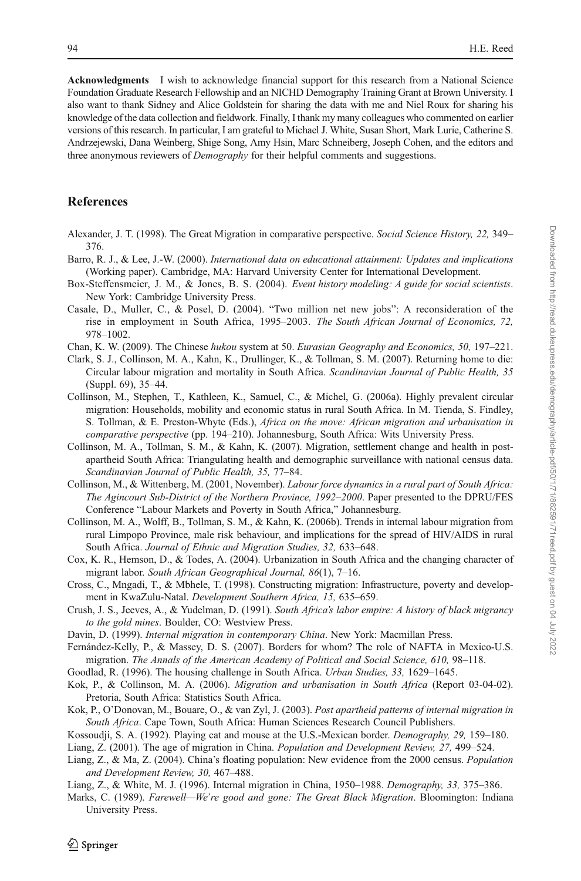**Acknowledgments** I wish to acknowledge financial support for this research from a National Science Foundation Graduate Research Fellowship and an NICHD Demography Training Grant at Brown University. I also want to thank Sidney and Alice Goldstein for sharing the data with me and Niel Roux for sharing his knowledge of the data collection and fieldwork. Finally, I thank my many colleagues who commented on earlier versions of this research. In particular, I am grateful to Michael J. White, Susan Short, Mark Lurie, Catherine S. Andrzejewski, Dana Weinberg, Shige Song, Amy Hsin, Marc Schneiberg, Joseph Cohen, and the editors and three anonymous reviewers of *Demography* for their helpful comments and suggestions.

## References

Alexander, J. T. (1998). The Great Migration in comparative perspective. *Social Science History, 22,* 349–376.

Barro, R. J., & Lee, J.-W. (2000). *International data on educational attainment: Updates and implications* (Working paper). Cambridge, MA: Harvard University Center for International Development.

Box-Steffensmeier, J. M., & Jones, B. S. (2004). *Event history modeling: A guide for social scientists*. New York: Cambridge University Press.

Casale, D., Muller, C., & Posel, D. (2004). "Two million net new jobs": A reconsideration of the rise in employment in South Africa, 1995–2003. *The South African Journal of Economics, 72,* 978–1002.

Chan, K. W. (2009). The Chinese *hukou* system at 50. *Eurasian Geography and Economics, 50,* 197–221.

Clark, S. J., Collinson, M. A., Kahn, K., Drullinger, K., & Tollman, S. M. (2007). Returning home to die: Circular labour migration and mortality in South Africa. *Scandinavian Journal of Public Health, 35* (Suppl. 69), 35–44.

Collinson, M., Stephen, T., Kathleen, K., Samuel, C., & Michel, G. (2006a). Highly prevalent circular migration: Households, mobility and economic status in rural South Africa. In M. Tienda, S. Findley, S. Tollman, & E. Preston-Whyte (Eds.), *Africa on the move: African migration and urbanisation in comparative perspective* (pp. 194–210). Johannesburg, South Africa: Wits University Press.

Collinson, M. A., Tollman, S. M., & Kahn, K. (2007). Migration, settlement change and health in post-apartheid South Africa: Triangulating health and demographic surveillance with national census data. *Scandinavian Journal of Public Health, 35,* 77–84.

Collinson, M., & Wittenberg, M. (2001, November). *Labour force dynamics in a rural part of South Africa: The Agincourt Sub-District of the Northern Province, 1992–2000*. Paper presented to the DPRU/FES Conference "Labour Markets and Poverty in South Africa," Johannesburg.

Collinson, M. A., Wolff, B., Tollman, S. M., & Kahn, K. (2006b). Trends in internal labour migration from rural Limpopo Province, male risk behaviour, and implications for the spread of HIV/AIDS in rural South Africa. *Journal of Ethnic and Migration Studies, 32,* 633–648.

Cox, K. R., Hemson, D., & Todes, A. (2004). Urbanization in South Africa and the changing character of migrant labor. *South African Geographical Journal, 86*(1), 7–16.

Cross, C., Mngadi, T., & Mbhele, T. (1998). Constructing migration: Infrastructure, poverty and development in KwaZulu-Natal. *Development Southern Africa, 15,* 635–659.

Crush, J. S., Jeeves, A., & Yudelman, D. (1991). *South Africa's labor empire: A history of black migrancy to the gold mines*. Boulder, CO: Westview Press.

Davin, D. (1999). *Internal migration in contemporary China*. New York: Macmillan Press.

Fernández-Kelly, P., & Massey, D. S. (2007). Borders for whom? The role of NAFTA in Mexico-U.S. migration. *The Annals of the American Academy of Political and Social Science, 610,* 98–118.

Goodlad, R. (1996). The housing challenge in South Africa. *Urban Studies, 33,* 1629–1645.

Kok, P., & Collinson, M. A. (2006). *Migration and urbanisation in South Africa* (Report 03-04-02). Pretoria, South Africa: Statistics South Africa.

Kok, P., O'Donovan, M., Bouare, O., & van Zyl, J. (2003). *Post apartheid patterns of internal migration in South Africa*. Cape Town, South Africa: Human Sciences Research Council Publishers.

Kossoudji, S. A. (1992). Playing cat and mouse at the U.S.-Mexican border. *Demography, 29,* 159–180.

Liang, Z. (2001). The age of migration in China. *Population and Development Review, 27,* 499–524.

Liang, Z., & Ma, Z. (2004). China's floating population: New evidence from the 2000 census. *Population and Development Review, 30,* 467–488.

Liang, Z., & White, M. J. (1996). Internal migration in China, 1950–1988. *Demography, 33,* 375–386.

Marks, C. (1989). *Farewell—We're good and gone: The Great Black Migration*. Bloomington: Indiana University Press.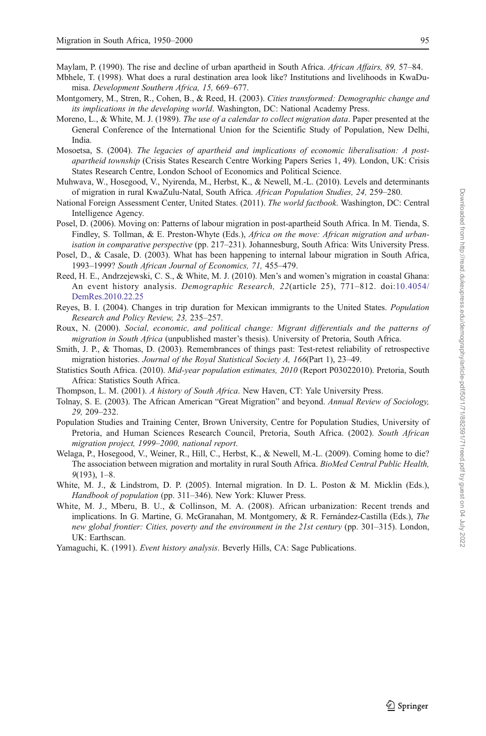Maylam, P. (1990). The rise and decline of urban apartheid in South Africa. *African Affairs, 89,* 57–84.

Mbhele, T. (1998). What does a rural destination area look like? Institutions and livelihoods in KwaDumisa. *Development Southern Africa, 15,* 669–677.

Montgomery, M., Stren, R., Cohen, B., & Reed, H. (2003). *Cities transformed: Demographic change and its implications in the developing world*. Washington, DC: National Academy Press.

Moreno, L., & White, M. J. (1989). *The use of a calendar to collect migration data*. Paper presented at the General Conference of the International Union for the Scientific Study of Population, New Delhi, India.

Mosoetsa, S. (2004). *The legacies of apartheid and implications of economic liberalisation: A post-apartheid township* (Crisis States Research Centre Working Papers Series 1, 49). London, UK: Crisis States Research Centre, London School of Economics and Political Science.

Muhwava, W., Hosegood, V., Nyirenda, M., Herbst, K., & Newell, M.-L. (2010). Levels and determinants of migration in rural KwaZulu-Natal, South Africa. *African Population Studies, 24,* 259–280.

National Foreign Assessment Center, United States. (2011). *The world factbook*. Washington, DC: Central Intelligence Agency.

Posel, D. (2006). Moving on: Patterns of labour migration in post-apartheid South Africa. In M. Tienda, S. Findley, S. Tollman, & E. Preston-Whyte (Eds.), *Africa on the move: African migration and urbanisation in comparative perspective* (pp. 217–231). Johannesburg, South Africa: Wits University Press.

Posel, D., & Casale, D. (2003). What has been happening to internal labour migration in South Africa, 1993–1999? *South African Journal of Economics, 71,* 455–479.

Reed, H. E., Andrzejewski, C. S., & White, M. J. (2010). Men's and women's migration in coastal Ghana: An event history analysis. *Demographic Research, 22*(article 25), 771–812. doi:10.4054/DemRes.2010.22.25

Reyes, B. I. (2004). Changes in trip duration for Mexican immigrants to the United States. *Population Research and Policy Review, 23,* 235–257.

Roux, N. (2000). *Social, economic, and political change: Migrant differentials and the patterns of migration in South Africa* (unpublished master's thesis). University of Pretoria, South Africa.

Smith, J. P., & Thomas, D. (2003). Remembrances of things past: Test-retest reliability of retrospective migration histories. *Journal of the Royal Statistical Society A, 166*(Part 1), 23–49.

Statistics South Africa. (2010). *Mid-year population estimates, 2010* (Report P03022010). Pretoria, South Africa: Statistics South Africa.

Thompson, L. M. (2001). *A history of South Africa*. New Haven, CT: Yale University Press.

Tolnay, S. E. (2003). The African American "Great Migration" and beyond. *Annual Review of Sociology, 29,* 209–232.

Population Studies and Training Center, Brown University, Centre for Population Studies, University of Pretoria, and Human Sciences Research Council, Pretoria, South Africa. (2002). *South African migration project, 1999–2000, national report*.

Welaga, P., Hosegood, V., Weiner, R., Hill, C., Herbst, K., & Newell, M.-L. (2009). Coming home to die? The association between migration and mortality in rural South Africa. *BioMed Central Public Health, 9*(193), 1–8.

White, M. J., & Lindstrom, D. P. (2005). Internal migration. In D. L. Poston & M. Micklin (Eds.), *Handbook of population* (pp. 311–346). New York: Kluwer Press.

White, M. J., Mberu, B. U., & Collinson, M. A. (2008). African urbanization: Recent trends and implications. In G. Martine, G. McGranahan, M. Montgomery, & R. Fernández-Castilla (Eds.), *The new global frontier: Cities, poverty and the environment in the 21st century* (pp. 301–315). London, UK: Earthscan.

Yamaguchi, K. (1991). *Event history analysis*. Beverly Hills, CA: Sage Publications.